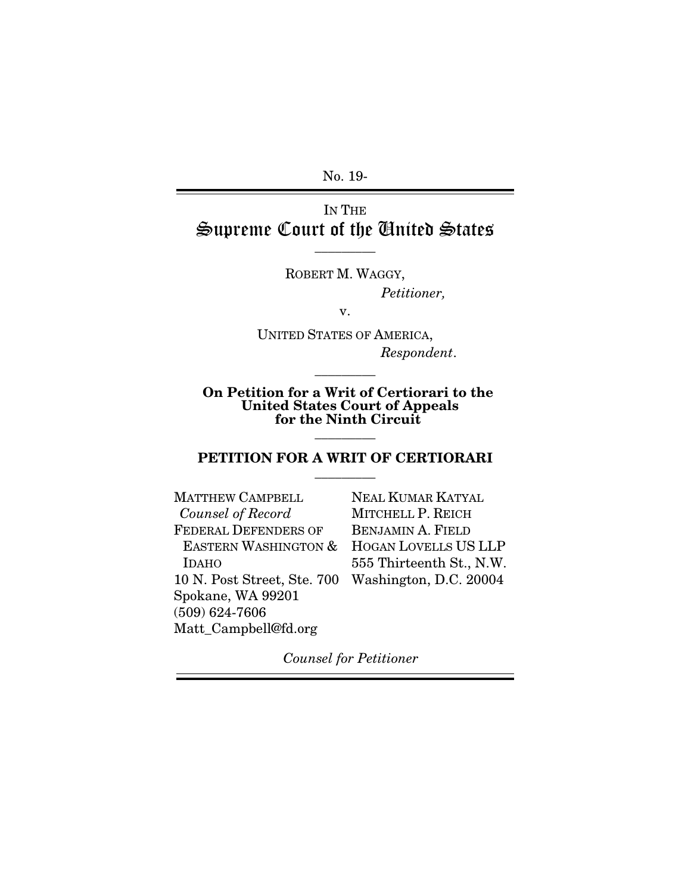No. 19-

IN THE

# Supreme Court of the United States

---

ROBERT M. WAGGY,

*Petitioner,*

v.

UNITED STATES OF AMERICA,

*Respondent.*

---

**On Petition for a Writ of Certiorari to the United States Court of Appeals for the Ninth Circuit**

---

## PETITION FOR A WRIT OF CERTIORARI

---

MATTHEW CAMPBELL
*Counsel of Record*
FEDERAL DEFENDERS OF EASTERN WASHINGTON & IDAHO
10 N. Post Street, Ste. 700
Spokane, WA 99201
(509) 624-7606
Matt_Campbell@fd.org

NEAL KUMAR KATYAL
MITCHELL P. REICH
BENJAMIN A. FIELD
HOGAN LOVELLS US LLP
555 Thirteenth St., N.W.
Washington, D.C. 20004

*Counsel for Petitioner*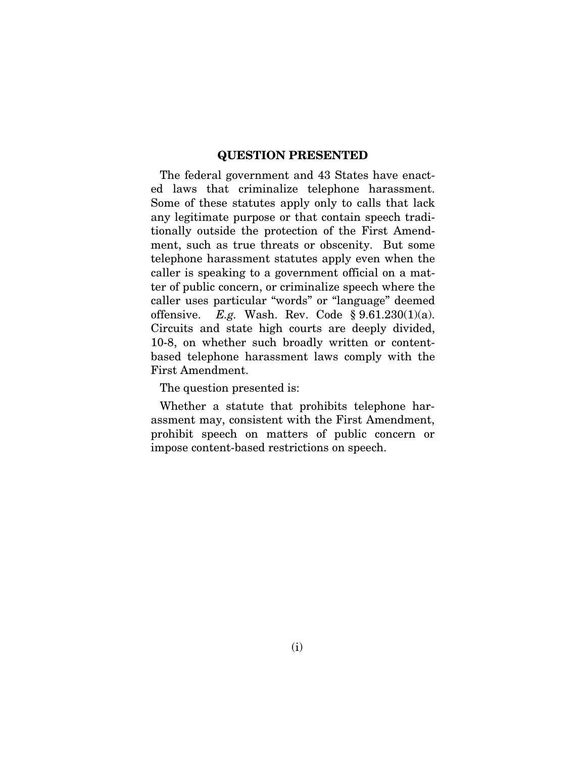## QUESTION PRESENTED

The federal government and 43 States have enacted laws that criminalize telephone harassment. Some of these statutes apply only to calls that lack any legitimate purpose or that contain speech traditionally outside the protection of the First Amendment, such as true threats or obscenity. But some telephone harassment statutes apply even when the caller is speaking to a government official on a matter of public concern, or criminalize speech where the caller uses particular "words" or "language" deemed offensive. *E.g.* Wash. Rev. Code § 9.61.230(1)(a). Circuits and state high courts are deeply divided, 10-8, on whether such broadly written or content-based telephone harassment laws comply with the First Amendment.

The question presented is:

Whether a statute that prohibits telephone harassment may, consistent with the First Amendment, prohibit speech on matters of public concern or impose content-based restrictions on speech.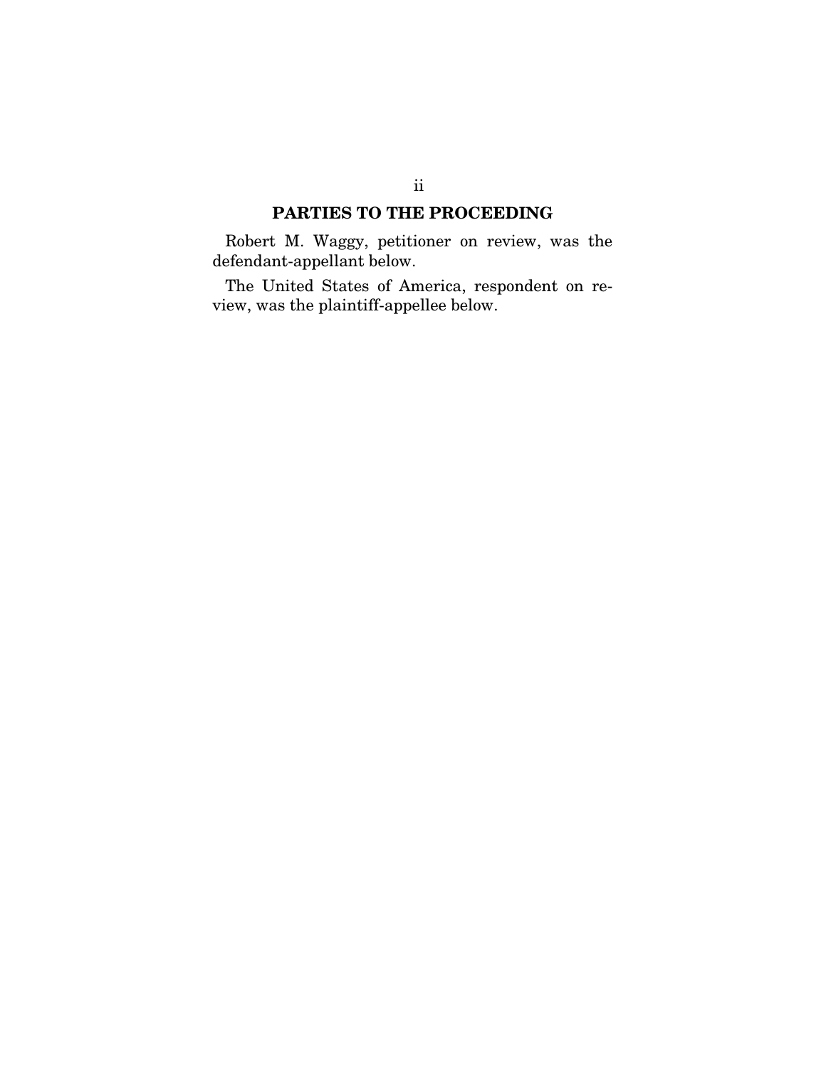## PARTIES TO THE PROCEEDING

Robert M. Waggy, petitioner on review, was the defendant-appellant below.

The United States of America, respondent on review, was the plaintiff-appellee below.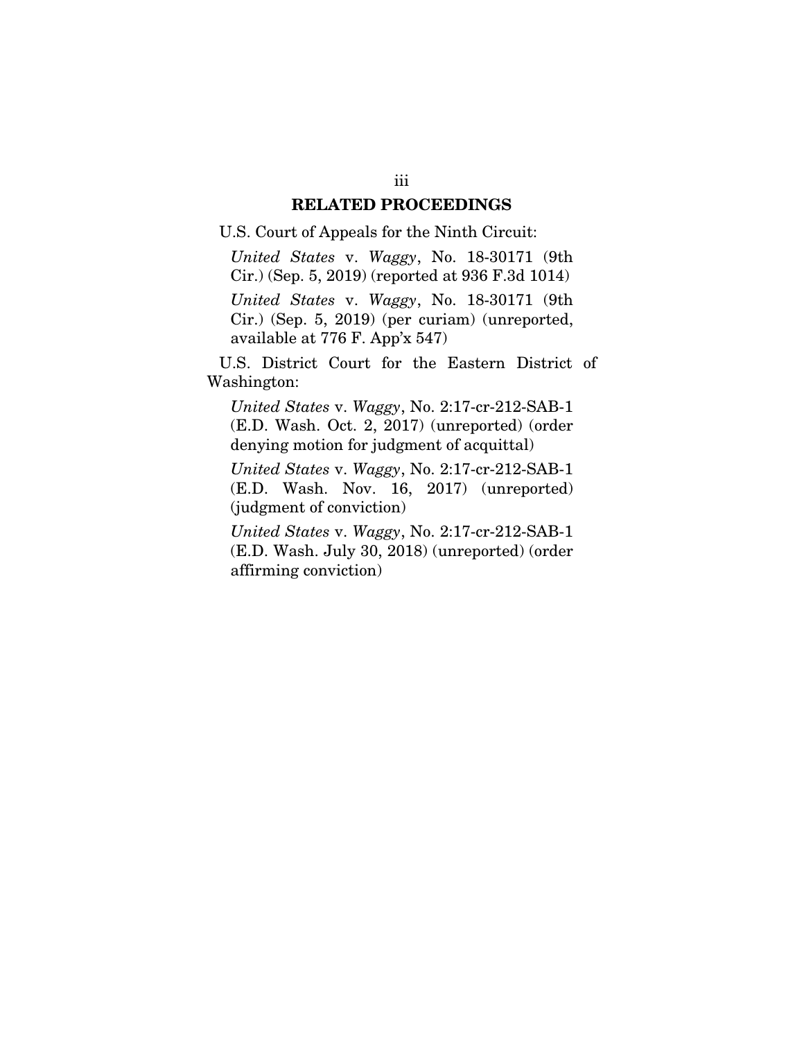## RELATED PROCEEDINGS

U.S. Court of Appeals for the Ninth Circuit:

*United States* v. *Waggy*, No. 18-30171 (9th Cir.) (Sep. 5, 2019) (reported at 936 F.3d 1014)

*United States* v. *Waggy*, No. 18-30171 (9th Cir.) (Sep. 5, 2019) (per curiam) (unreported, available at 776 F. App'x 547)

U.S. District Court for the Eastern District of Washington:

*United States* v. *Waggy*, No. 2:17-cr-212-SAB-1 (E.D. Wash. Oct. 2, 2017) (unreported) (order denying motion for judgment of acquittal)

*United States* v. *Waggy*, No. 2:17-cr-212-SAB-1 (E.D. Wash. Nov. 16, 2017) (unreported) (judgment of conviction)

*United States* v. *Waggy*, No. 2:17-cr-212-SAB-1 (E.D. Wash. July 30, 2018) (unreported) (order affirming conviction)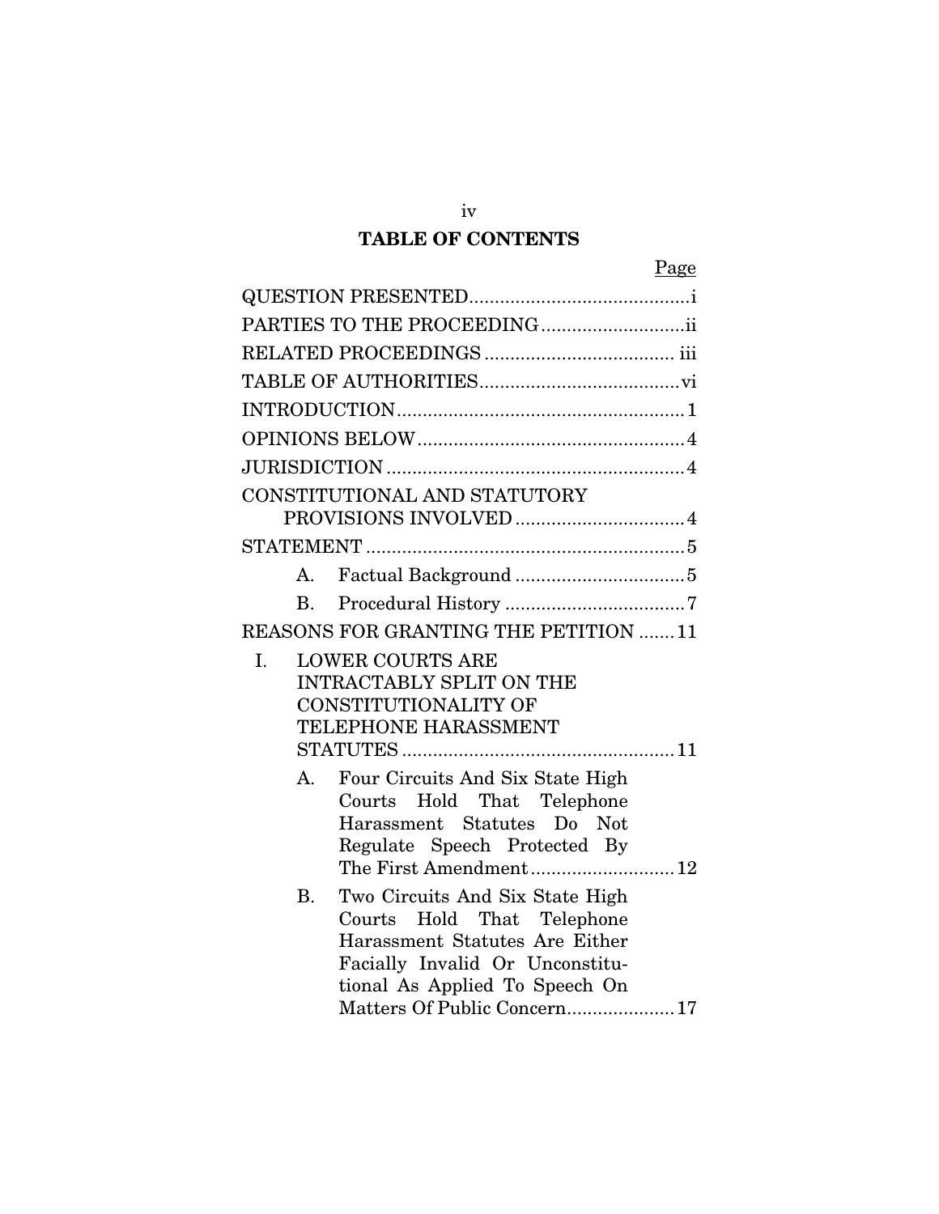## TABLE OF CONTENTS

| | Page |
|---|---|
| QUESTION PRESENTED | i |
| PARTIES TO THE PROCEEDING | ii |
| RELATED PROCEEDINGS | iii |
| TABLE OF AUTHORITIES | vi |
| INTRODUCTION | 1 |
| OPINIONS BELOW | 4 |
| JURISDICTION | 4 |
| CONSTITUTIONAL AND STATUTORY PROVISIONS INVOLVED | 4 |
| STATEMENT | 5 |
| A. Factual Background | 5 |
| B. Procedural History | 7 |
| REASONS FOR GRANTING THE PETITION | 11 |
| I. LOWER COURTS ARE INTRACTABLY SPLIT ON THE CONSTITUTIONALITY OF TELEPHONE HARASSMENT STATUTES | 11 |
| A. Four Circuits And Six State High Courts Hold That Telephone Harassment Statutes Do Not Regulate Speech Protected By The First Amendment | 12 |
| B. Two Circuits And Six State High Courts Hold That Telephone Harassment Statutes Are Either Facially Invalid Or Unconstitutional As Applied To Speech On Matters Of Public Concern | 17 |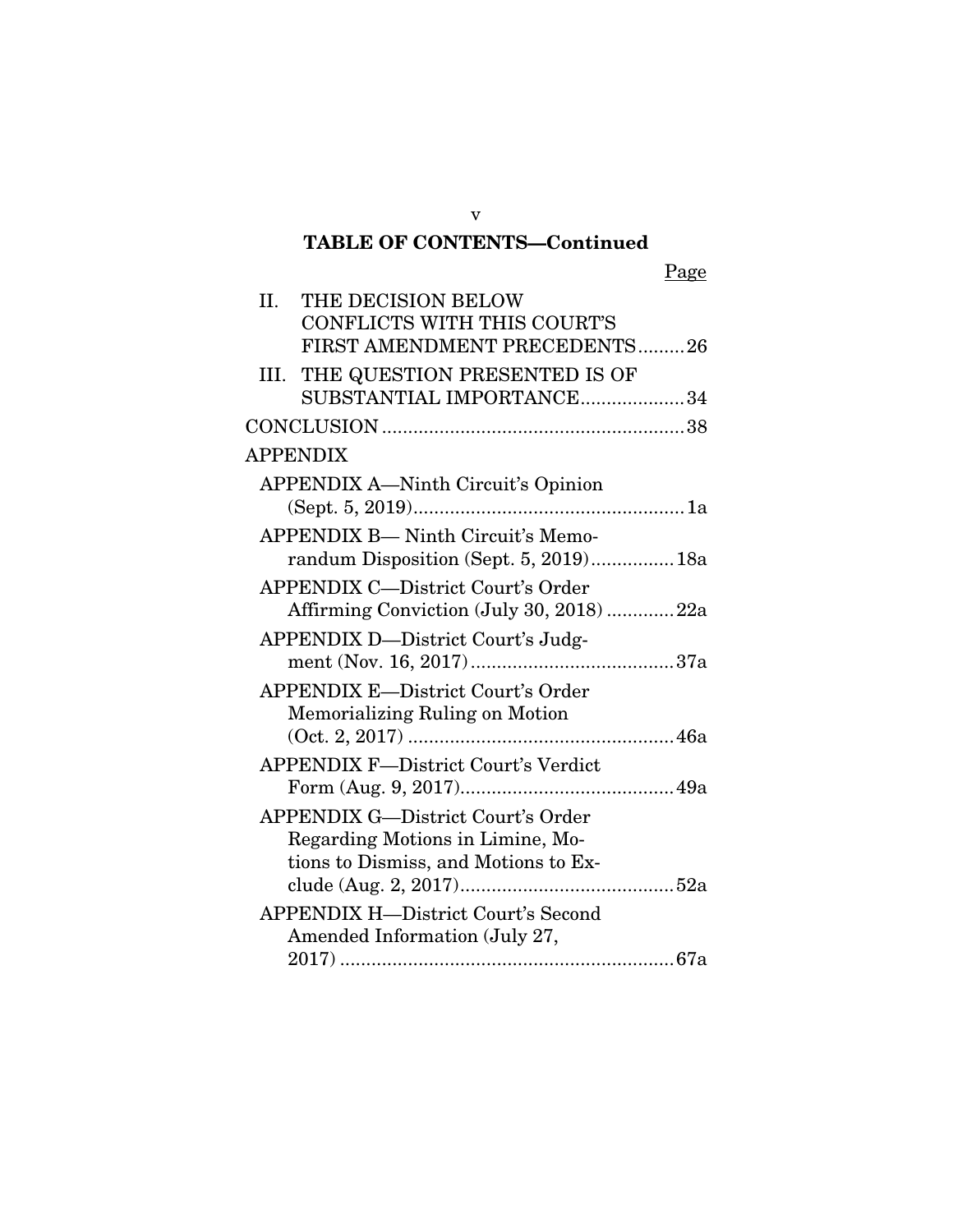## TABLE OF CONTENTS—Continued

| | Page |
|---|---|
| II. THE DECISION BELOW CONFLICTS WITH THIS COURT'S FIRST AMENDMENT PRECEDENTS | 26 |
| III. THE QUESTION PRESENTED IS OF SUBSTANTIAL IMPORTANCE | 34 |
| CONCLUSION | 38 |
| APPENDIX | |
| APPENDIX A—Ninth Circuit's Opinion (Sept. 5, 2019) | 1a |
| APPENDIX B— Ninth Circuit's Memorandum Disposition (Sept. 5, 2019) | 18a |
| APPENDIX C—District Court's Order Affirming Conviction (July 30, 2018) | 22a |
| APPENDIX D—District Court's Judgment (Nov. 16, 2017) | 37a |
| APPENDIX E—District Court's Order Memorializing Ruling on Motion (Oct. 2, 2017) | 46a |
| APPENDIX F—District Court's Verdict Form (Aug. 9, 2017) | 49a |
| APPENDIX G—District Court's Order Regarding Motions in Limine, Motions to Dismiss, and Motions to Exclude (Aug. 2, 2017) | 52a |
| APPENDIX H—District Court's Second Amended Information (July 27, 2017) | 67a |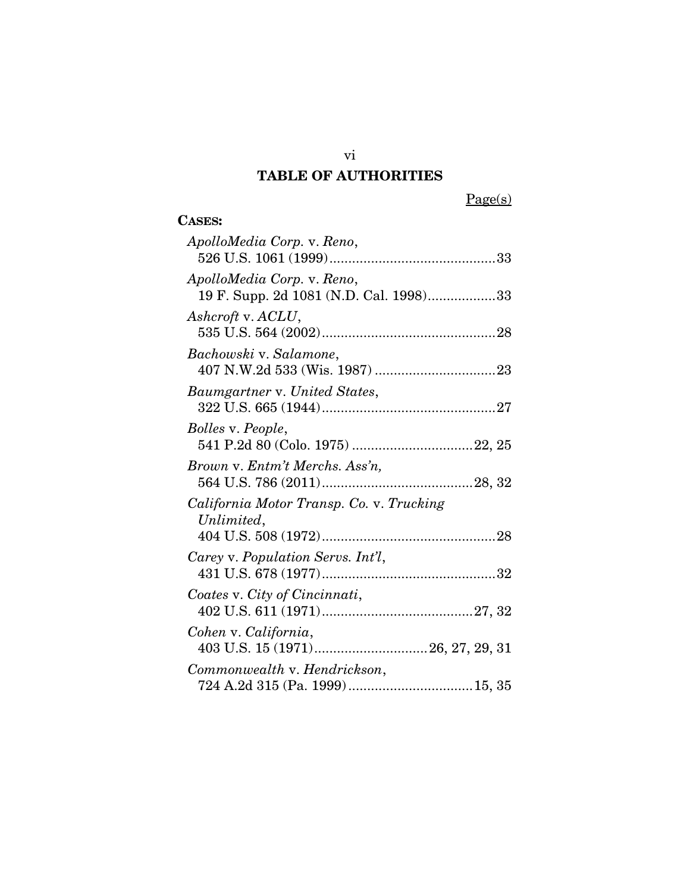## TABLE OF AUTHORITIES

Page(s)

**CASES:**

*ApolloMedia Corp.* v. *Reno*,
526 U.S. 1061 (1999)............................................33

*ApolloMedia Corp.* v. *Reno*,
19 F. Supp. 2d 1081 (N.D. Cal. 1998)..................33

*Ashcroft* v. *ACLU*,
535 U.S. 564 (2002)..............................................28

*Bachowski* v. *Salamone*,
407 N.W.2d 533 (Wis. 1987) ................................23

*Baumgartner* v. *United States*,
322 U.S. 665 (1944)..............................................27

*Bolles* v. *People*,
541 P.2d 80 (Colo. 1975) ................................22, 25

*Brown* v. *Entm't Merchs. Ass'n,*
564 U.S. 786 (2011)........................................28, 32

*California Motor Transp. Co.* v. *Trucking Unlimited*,
404 U.S. 508 (1972)..............................................28

*Carey* v. *Population Servs. Int'l*,
431 U.S. 678 (1977)..............................................32

*Coates* v. *City of Cincinnati*,
402 U.S. 611 (1971)........................................27, 32

*Cohen* v. *California*,
403 U.S. 15 (1971)..............................26, 27, 29, 31

*Commonwealth* v. *Hendrickson*,
724 A.2d 315 (Pa. 1999).................................15, 35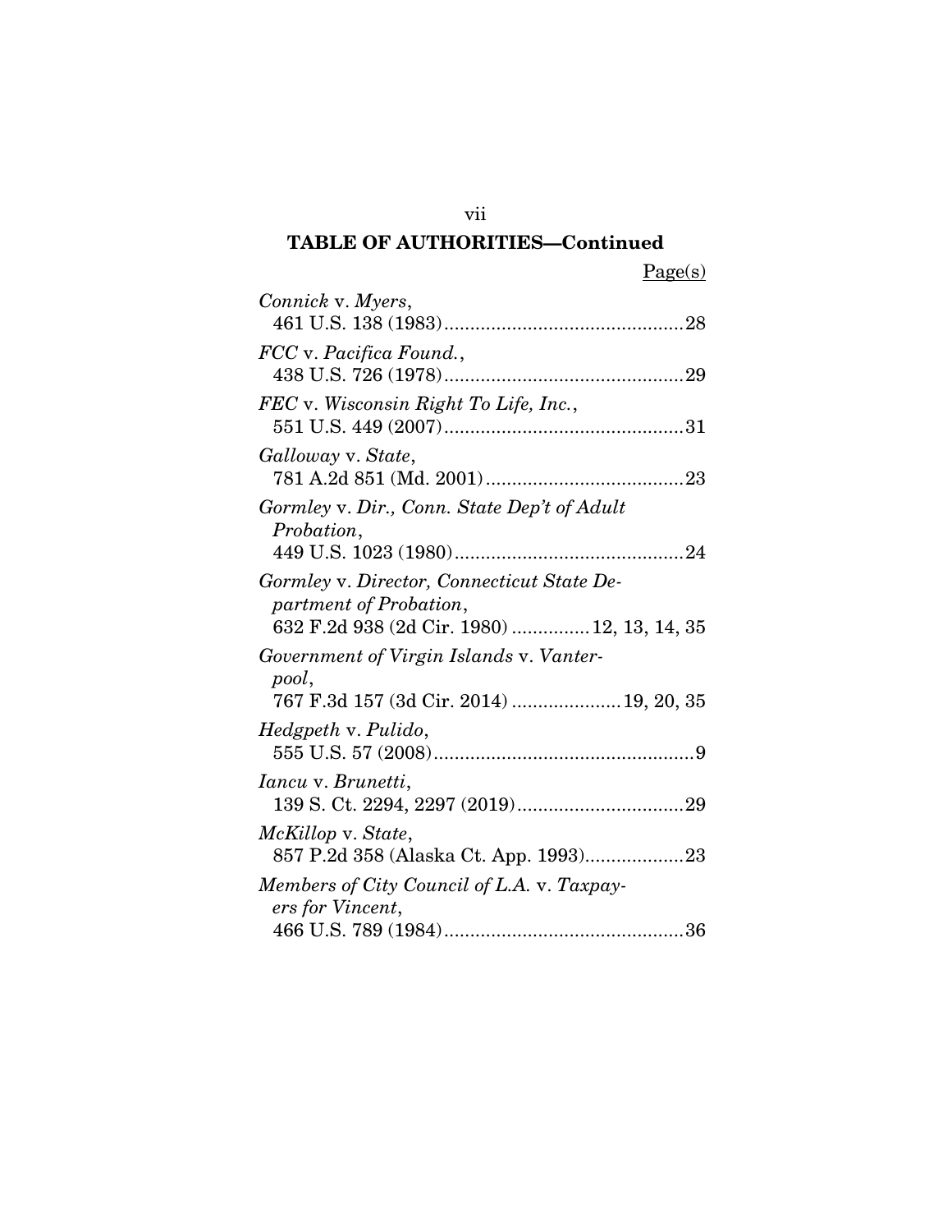## TABLE OF AUTHORITIES—Continued

Page(s)

*Connick* v. *Myers*,
461 U.S. 138 (1983)..............................................28

*FCC* v. *Pacifica Found.*,
438 U.S. 726 (1978)..............................................29

*FEC* v. *Wisconsin Right To Life, Inc.*,
551 U.S. 449 (2007)..............................................31

*Galloway* v. *State*,
781 A.2d 851 (Md. 2001)......................................23

*Gormley* v. *Dir., Conn. State Dep't of Adult Probation*,
449 U.S. 1023 (1980)............................................24

*Gormley* v. *Director, Connecticut State Department of Probation*,
632 F.2d 938 (2d Cir. 1980) ...............12, 13, 14, 35

*Government of Virgin Islands* v. *Vanterpool*,
767 F.3d 157 (3d Cir. 2014) .....................19, 20, 35

*Hedgpeth* v. *Pulido*,
555 U.S. 57 (2008)..................................................9

*Iancu* v. *Brunetti*,
139 S. Ct. 2294, 2297 (2019)................................29

*McKillop* v. *State*,
857 P.2d 358 (Alaska Ct. App. 1993)...................23

*Members of City Council of L.A.* v. *Taxpayers for Vincent*,
466 U.S. 789 (1984)..............................................36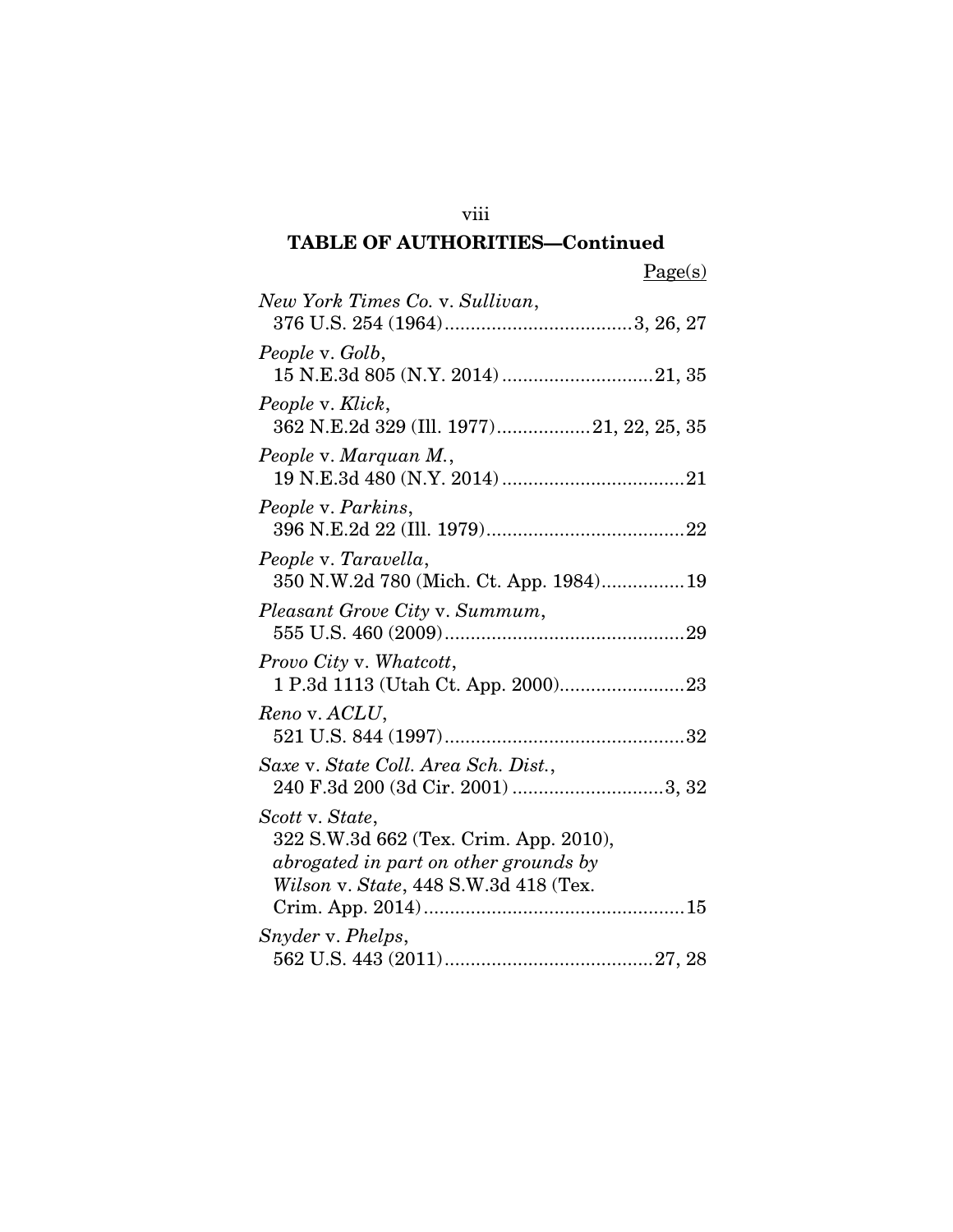## TABLE OF AUTHORITIES—Continued

Page(s)

*New York Times Co.* v. *Sullivan*,
376 U.S. 254 (1964) .................................... 3, 26, 27

*People* v. *Golb*,
15 N.E.3d 805 (N.Y. 2014) ............................. 21, 35

*People* v. *Klick*,
362 N.E.2d 329 (Ill. 1977) .................. 21, 22, 25, 35

*People* v. *Marquan M.*,
19 N.E.3d 480 (N.Y. 2014) ................................... 21

*People* v. *Parkins*,
396 N.E.2d 22 (Ill. 1979) ...................................... 22

*People* v. *Taravella*,
350 N.W.2d 780 (Mich. Ct. App. 1984) ................ 19

*Pleasant Grove City* v. *Summum*,
555 U.S. 460 (2009) .............................................. 29

*Provo City* v. *Whatcott*,
1 P.3d 1113 (Utah Ct. App. 2000) ........................ 23

*Reno* v. *ACLU*,
521 U.S. 844 (1997) .............................................. 32

*Saxe* v. *State Coll. Area Sch. Dist.*,
240 F.3d 200 (3d Cir. 2001) ............................. 3, 32

*Scott* v. *State*,
322 S.W.3d 662 (Tex. Crim. App. 2010), *abrogated in part on other grounds by Wilson* v. *State*, 448 S.W.3d 418 (Tex. Crim. App. 2014) .................................................. 15

*Snyder* v. *Phelps*,
562 U.S. 443 (2011) ........................................ 27, 28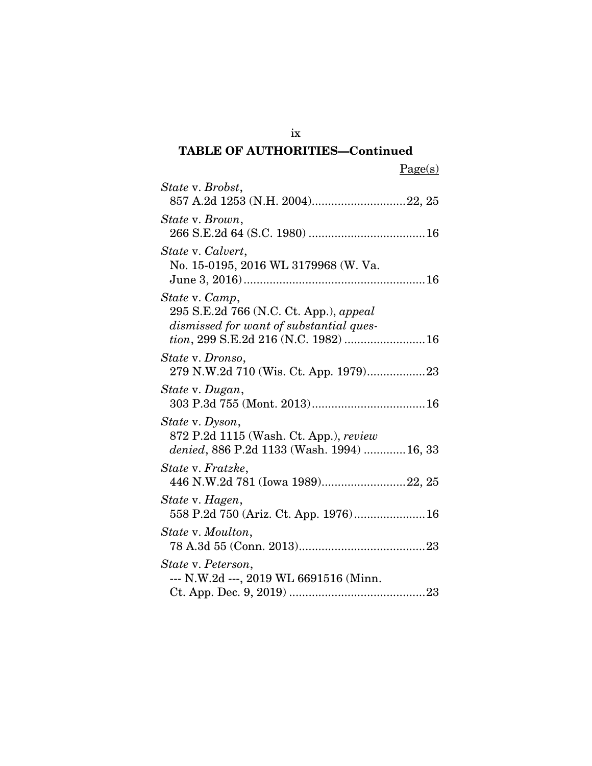## TABLE OF AUTHORITIES—Continued

Page(s)

*State* v. *Brobst*,
857 A.2d 1253 (N.H. 2004)............................22, 25

*State* v. *Brown*,
266 S.E.2d 64 (S.C. 1980) ....................................16

*State* v. *Calvert*,
No. 15-0195, 2016 WL 3179968 (W. Va. June 3, 2016).........................................................16

*State* v. *Camp*,
295 S.E.2d 766 (N.C. Ct. App.), *appeal dismissed for want of substantial question*, 299 S.E.2d 216 (N.C. 1982) .........................16

*State* v. *Dronso*,
279 N.W.2d 710 (Wis. Ct. App. 1979)..................23

*State* v. *Dugan*,
303 P.3d 755 (Mont. 2013)...................................16

*State* v. *Dyson*,
872 P.2d 1115 (Wash. Ct. App.), *review denied*, 886 P.2d 1133 (Wash. 1994) .............16, 33

*State* v. *Fratzke*,
446 N.W.2d 781 (Iowa 1989)..........................22, 25

*State* v. *Hagen*,
558 P.2d 750 (Ariz. Ct. App. 1976)......................16

*State* v. *Moulton*,
78 A.3d 55 (Conn. 2013).......................................23

*State* v. *Peterson*,
--- N.W.2d ---, 2019 WL 6691516 (Minn. Ct. App. Dec. 9, 2019) ..........................................23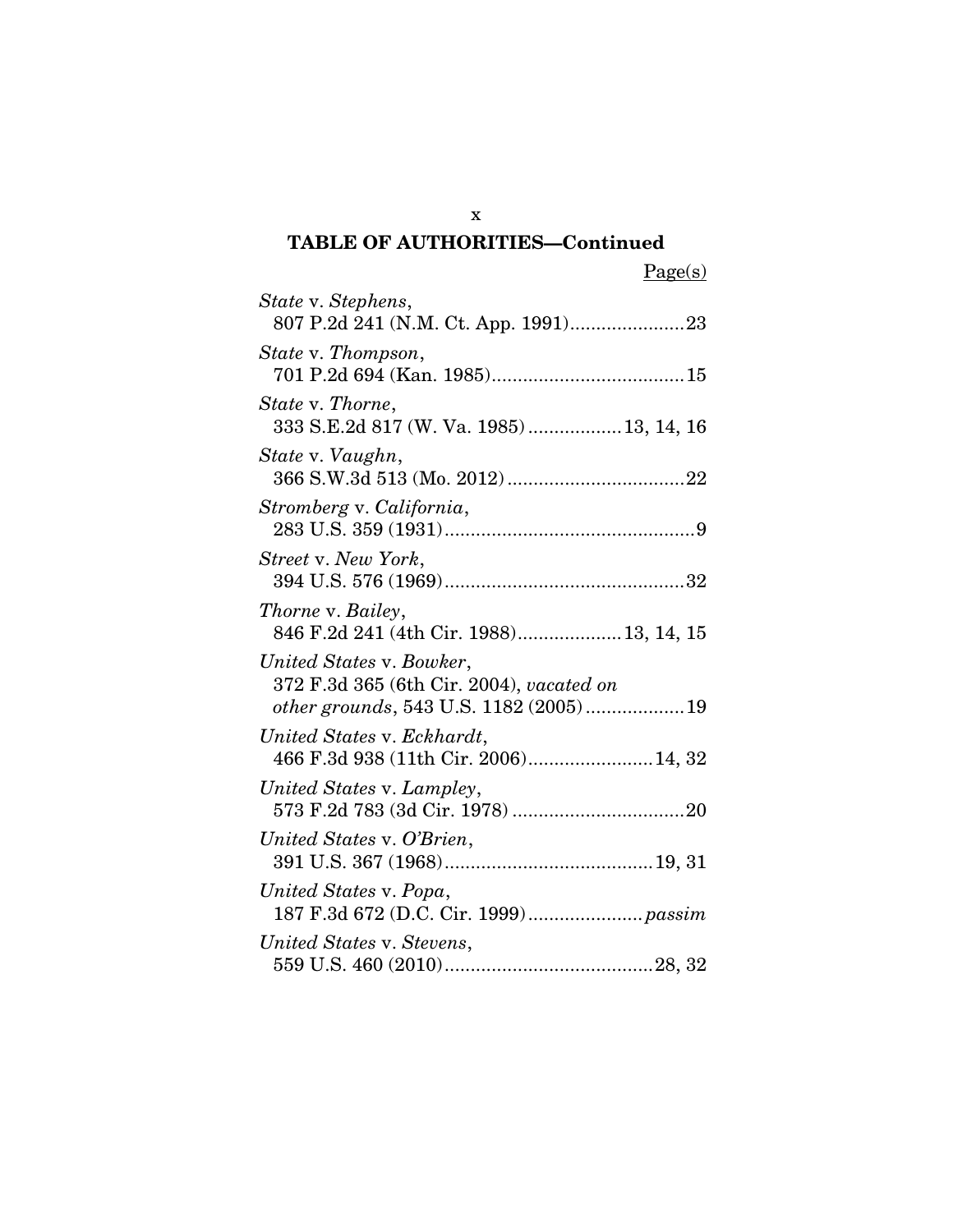## TABLE OF AUTHORITIES—Continued

Page(s)

*State* v. *Stephens*,
807 P.2d 241 (N.M. Ct. App. 1991)......................23

*State* v. *Thompson*,
701 P.2d 694 (Kan. 1985).....................................15

*State* v. *Thorne*,
333 S.E.2d 817 (W. Va. 1985)..................13, 14, 16

*State* v. *Vaughn*,
366 S.W.3d 513 (Mo. 2012)..................................22

*Stromberg* v. *California*,
283 U.S. 359 (1931)................................................9

*Street* v. *New York*,
394 U.S. 576 (1969)..............................................32

*Thorne* v. *Bailey*,
846 F.2d 241 (4th Cir. 1988)....................13, 14, 15

*United States* v. *Bowker*,
372 F.3d 365 (6th Cir. 2004), *vacated on other grounds*, 543 U.S. 1182 (2005)...................19

*United States* v. *Eckhardt*,
466 F.3d 938 (11th Cir. 2006)........................14, 32

*United States* v. *Lampley*,
573 F.2d 783 (3d Cir. 1978).................................20

*United States* v. *O'Brien*,
391 U.S. 367 (1968)........................................19, 31

*United States* v. *Popa*,
187 F.3d 672 (D.C. Cir. 1999)......................*passim*

*United States* v. *Stevens*,
559 U.S. 460 (2010)........................................28, 32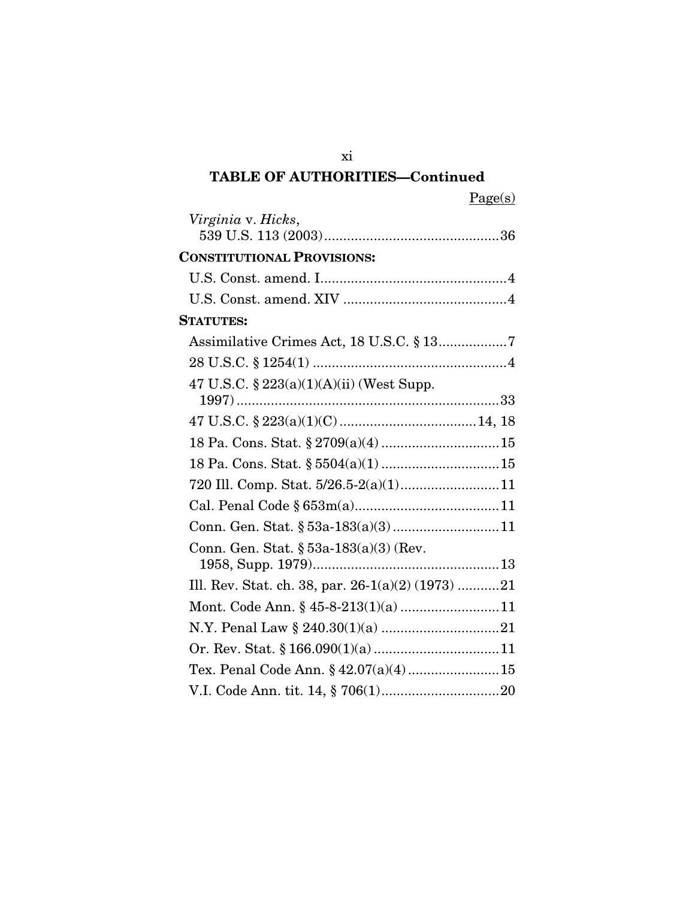**TABLE OF AUTHORITIES—Continued**

| | Page(s) |
|---|---|
| *Virginia* v. *Hicks*, 539 U.S. 113 (2003) | 36 |
| **CONSTITUTIONAL PROVISIONS:** | |
| U.S. Const. amend. I | 4 |
| U.S. Const. amend. XIV | 4 |
| **STATUTES:** | |
| Assimilative Crimes Act, 18 U.S.C. § 13 | 7 |
| 28 U.S.C. § 1254(1) | 4 |
| 47 U.S.C. § 223(a)(1)(A)(ii) (West Supp. 1997) | 33 |
| 47 U.S.C. § 223(a)(1)(C) | 14, 18 |
| 18 Pa. Cons. Stat. § 2709(a)(4) | 15 |
| 18 Pa. Cons. Stat. § 5504(a)(1) | 15 |
| 720 Ill. Comp. Stat. 5/26.5-2(a)(1) | 11 |
| Cal. Penal Code § 653m(a) | 11 |
| Conn. Gen. Stat. § 53a-183(a)(3) | 11 |
| Conn. Gen. Stat. § 53a-183(a)(3) (Rev. 1958, Supp. 1979) | 13 |
| Ill. Rev. Stat. ch. 38, par. 26-1(a)(2) (1973) | 21 |
| Mont. Code Ann. § 45-8-213(1)(a) | 11 |
| N.Y. Penal Law § 240.30(1)(a) | 21 |
| Or. Rev. Stat. § 166.090(1)(a) | 11 |
| Tex. Penal Code Ann. § 42.07(a)(4) | 15 |
| V.I. Code Ann. tit. 14, § 706(1) | 20 |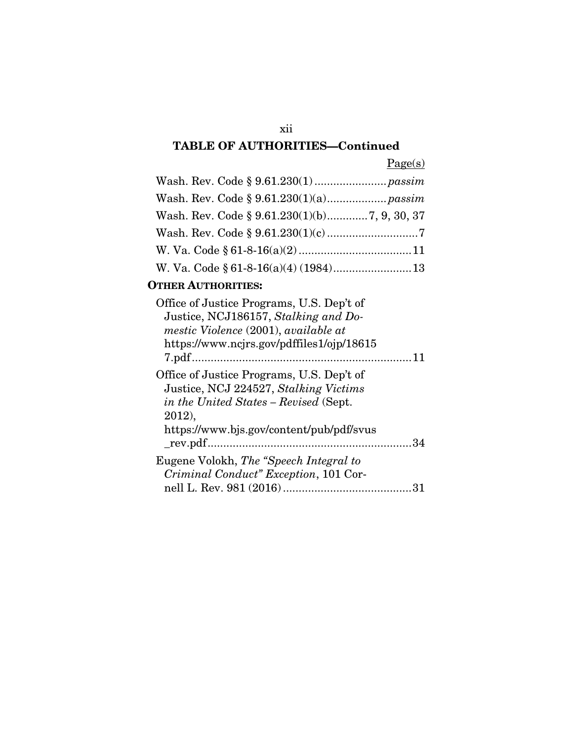## TABLE OF AUTHORITIES—Continued

Page(s)

Wash. Rev. Code § 9.61.230(1) ....................... *passim*

Wash. Rev. Code § 9.61.230(1)(a) .................. *passim*

Wash. Rev. Code § 9.61.230(1)(b) ............ 7, 9, 30, 37

Wash. Rev. Code § 9.61.230(1)(c) ............................ 7

W. Va. Code § 61-8-16(a)(2) .................................... 11

W. Va. Code § 61-8-16(a)(4) (1984) ......................... 13

**OTHER AUTHORITIES:**

Office of Justice Programs, U.S. Dep't of Justice, NCJ186157, *Stalking and Domestic Violence* (2001), *available at* https://www.ncjrs.gov/pdffiles1/ojp/186157.pdf ...................................................................... 11

Office of Justice Programs, U.S. Dep't of Justice, NCJ 224527, *Stalking Victims in the United States – Revised* (Sept. 2012), https://www.bjs.gov/content/pub/pdf/svus_rev.pdf ................................................................ 34

Eugene Volokh, *The "Speech Integral to Criminal Conduct" Exception*, 101 Cornell L. Rev. 981 (2016) ......................................... 31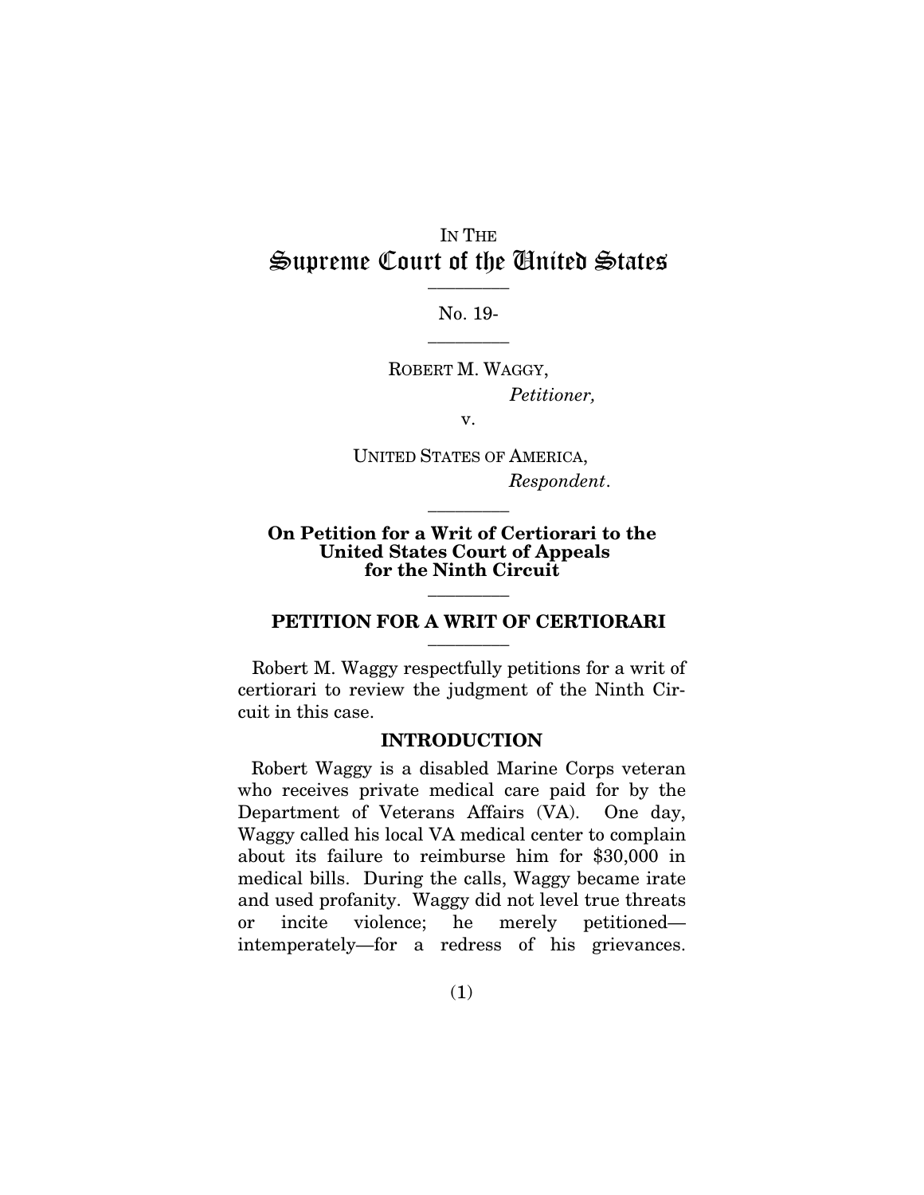IN THE

# Supreme Court of the United States

No. 19-

ROBERT M. WAGGY,

*Petitioner,*

v.

UNITED STATES OF AMERICA,

*Respondent*.

**On Petition for a Writ of Certiorari to the United States Court of Appeals for the Ninth Circuit**

## PETITION FOR A WRIT OF CERTIORARI

Robert M. Waggy respectfully petitions for a writ of certiorari to review the judgment of the Ninth Circuit in this case.

### INTRODUCTION

Robert Waggy is a disabled Marine Corps veteran who receives private medical care paid for by the Department of Veterans Affairs (VA). One day, Waggy called his local VA medical center to complain about its failure to reimburse him for $30,000 in medical bills. During the calls, Waggy became irate and used profanity. Waggy did not level true threats or incite violence; he merely petitioned—intemperately—for a redress of his grievances.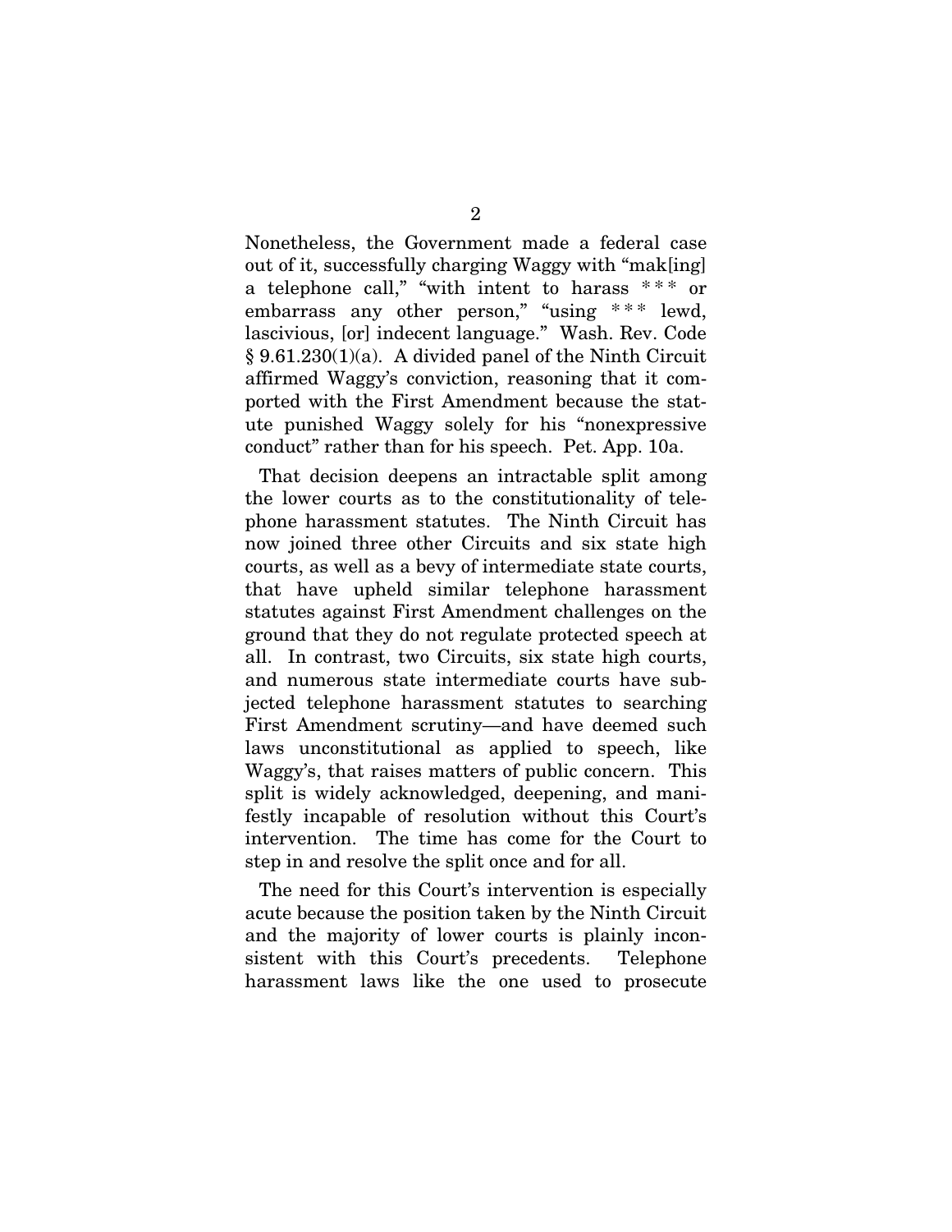Nonetheless, the Government made a federal case out of it, successfully charging Waggy with "mak[ing] a telephone call," "with intent to harass * * * or embarrass any other person," "using * * * lewd, lascivious, [or] indecent language." Wash. Rev. Code § 9.61.230(1)(a). A divided panel of the Ninth Circuit affirmed Waggy's conviction, reasoning that it comported with the First Amendment because the statute punished Waggy solely for his "nonexpressive conduct" rather than for his speech. Pet. App. 10a.

That decision deepens an intractable split among the lower courts as to the constitutionality of telephone harassment statutes. The Ninth Circuit has now joined three other Circuits and six state high courts, as well as a bevy of intermediate state courts, that have upheld similar telephone harassment statutes against First Amendment challenges on the ground that they do not regulate protected speech at all. In contrast, two Circuits, six state high courts, and numerous state intermediate courts have subjected telephone harassment statutes to searching First Amendment scrutiny—and have deemed such laws unconstitutional as applied to speech, like Waggy's, that raises matters of public concern. This split is widely acknowledged, deepening, and manifestly incapable of resolution without this Court's intervention. The time has come for the Court to step in and resolve the split once and for all.

The need for this Court's intervention is especially acute because the position taken by the Ninth Circuit and the majority of lower courts is plainly inconsistent with this Court's precedents. Telephone harassment laws like the one used to prosecute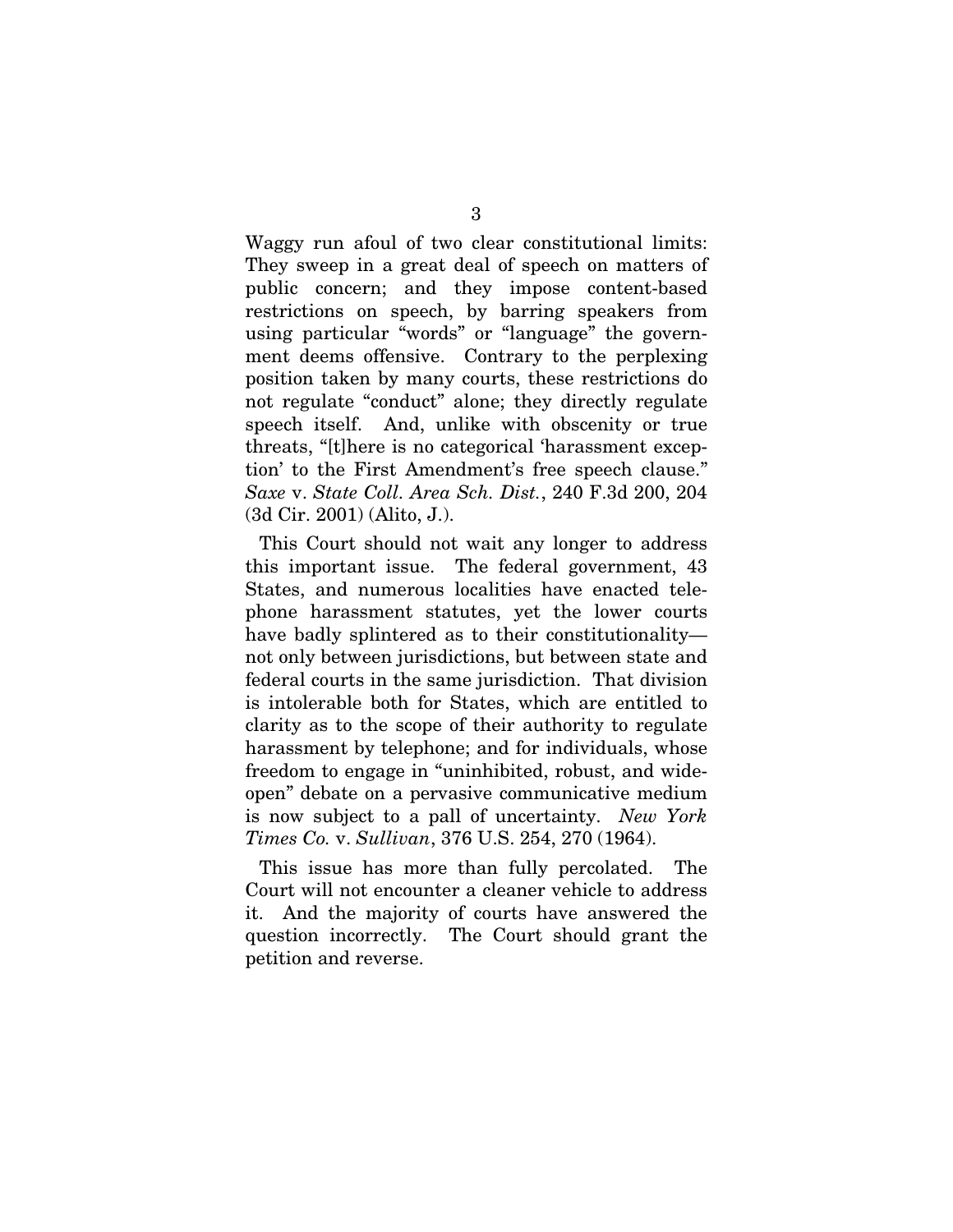Waggy run afoul of two clear constitutional limits: They sweep in a great deal of speech on matters of public concern; and they impose content-based restrictions on speech, by barring speakers from using particular "words" or "language" the government deems offensive. Contrary to the perplexing position taken by many courts, these restrictions do not regulate "conduct" alone; they directly regulate speech itself. And, unlike with obscenity or true threats, "[t]here is no categorical 'harassment exception' to the First Amendment's free speech clause." *Saxe* v. *State Coll. Area Sch. Dist.*, 240 F.3d 200, 204 (3d Cir. 2001) (Alito, J.).

This Court should not wait any longer to address this important issue. The federal government, 43 States, and numerous localities have enacted telephone harassment statutes, yet the lower courts have badly splintered as to their constitutionality—not only between jurisdictions, but between state and federal courts in the same jurisdiction. That division is intolerable both for States, which are entitled to clarity as to the scope of their authority to regulate harassment by telephone; and for individuals, whose freedom to engage in "uninhibited, robust, and wide-open" debate on a pervasive communicative medium is now subject to a pall of uncertainty. *New York Times Co.* v. *Sullivan*, 376 U.S. 254, 270 (1964).

This issue has more than fully percolated. The Court will not encounter a cleaner vehicle to address it. And the majority of courts have answered the question incorrectly. The Court should grant the petition and reverse.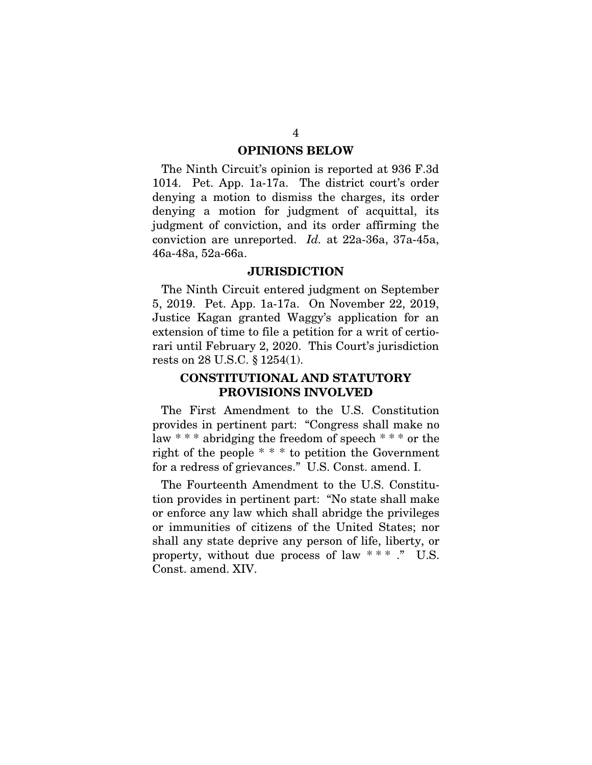## OPINIONS BELOW

The Ninth Circuit's opinion is reported at 936 F.3d 1014. Pet. App. 1a-17a. The district court's order denying a motion to dismiss the charges, its order denying a motion for judgment of acquittal, its judgment of conviction, and its order affirming the conviction are unreported. *Id.* at 22a-36a, 37a-45a, 46a-48a, 52a-66a.

## JURISDICTION

The Ninth Circuit entered judgment on September 5, 2019. Pet. App. 1a-17a. On November 22, 2019, Justice Kagan granted Waggy's application for an extension of time to file a petition for a writ of certiorari until February 2, 2020. This Court's jurisdiction rests on 28 U.S.C. § 1254(1).

## CONSTITUTIONAL AND STATUTORY PROVISIONS INVOLVED

The First Amendment to the U.S. Constitution provides in pertinent part: "Congress shall make no law * * * abridging the freedom of speech * * * or the right of the people * * * to petition the Government for a redress of grievances." U.S. Const. amend. I.

The Fourteenth Amendment to the U.S. Constitution provides in pertinent part: "No state shall make or enforce any law which shall abridge the privileges or immunities of citizens of the United States; nor shall any state deprive any person of life, liberty, or property, without due process of law * * * ." U.S. Const. amend. XIV.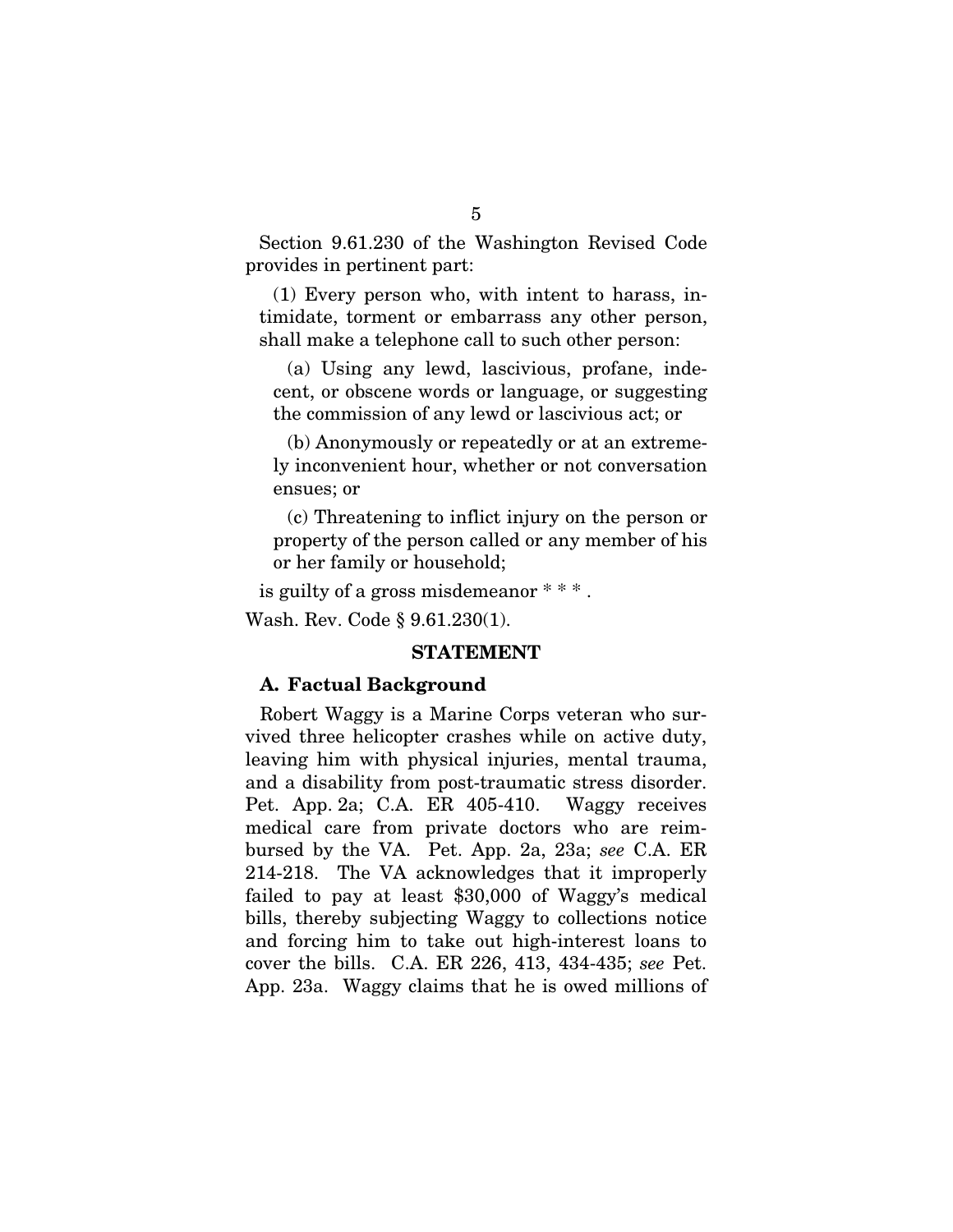Section 9.61.230 of the Washington Revised Code provides in pertinent part:

> (1) Every person who, with intent to harass, intimidate, torment or embarrass any other person, shall make a telephone call to such other person:
>
> (a) Using any lewd, lascivious, profane, indecent, or obscene words or language, or suggesting the commission of any lewd or lascivious act; or
>
> (b) Anonymously or repeatedly or at an extremely inconvenient hour, whether or not conversation ensues; or
>
> (c) Threatening to inflict injury on the person or property of the person called or any member of his or her family or household;
>
> is guilty of a gross misdemeanor * * * .

Wash. Rev. Code § 9.61.230(1).

## STATEMENT

### A. Factual Background

Robert Waggy is a Marine Corps veteran who survived three helicopter crashes while on active duty, leaving him with physical injuries, mental trauma, and a disability from post-traumatic stress disorder. Pet. App. 2a; C.A. ER 405-410. Waggy receives medical care from private doctors who are reimbursed by the VA. Pet. App. 2a, 23a; *see* C.A. ER 214-218. The VA acknowledges that it improperly failed to pay at least $30,000 of Waggy's medical bills, thereby subjecting Waggy to collections notice and forcing him to take out high-interest loans to cover the bills. C.A. ER 226, 413, 434-435; *see* Pet. App. 23a. Waggy claims that he is owed millions of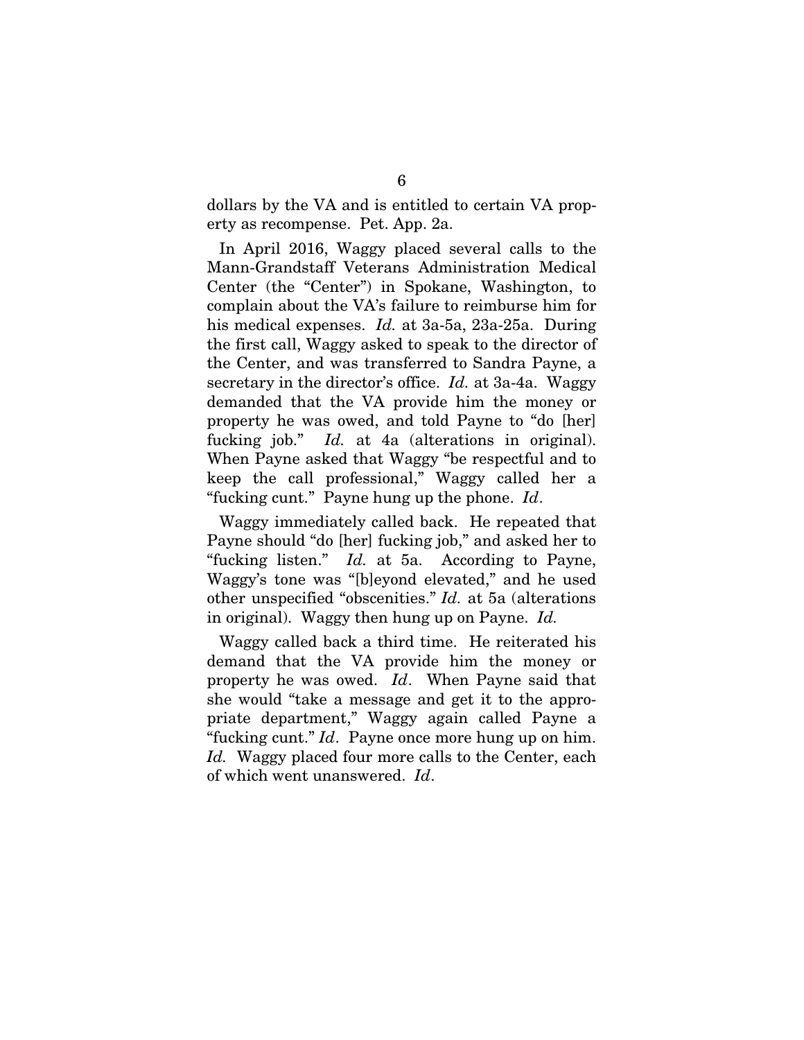dollars by the VA and is entitled to certain VA property as recompense. Pet. App. 2a.

In April 2016, Waggy placed several calls to the Mann-Grandstaff Veterans Administration Medical Center (the "Center") in Spokane, Washington, to complain about the VA's failure to reimburse him for his medical expenses. *Id.* at 3a-5a, 23a-25a. During the first call, Waggy asked to speak to the director of the Center, and was transferred to Sandra Payne, a secretary in the director's office. *Id.* at 3a-4a. Waggy demanded that the VA provide him the money or property he was owed, and told Payne to "do [her] fucking job." *Id.* at 4a (alterations in original). When Payne asked that Waggy "be respectful and to keep the call professional," Waggy called her a "fucking cunt." Payne hung up the phone. *Id*.

Waggy immediately called back. He repeated that Payne should "do [her] fucking job," and asked her to "fucking listen." *Id.* at 5a. According to Payne, Waggy's tone was "[b]eyond elevated," and he used other unspecified "obscenities." *Id.* at 5a (alterations in original). Waggy then hung up on Payne. *Id.*

Waggy called back a third time. He reiterated his demand that the VA provide him the money or property he was owed. *Id*. When Payne said that she would "take a message and get it to the appropriate department," Waggy again called Payne a "fucking cunt." *Id*. Payne once more hung up on him. *Id.* Waggy placed four more calls to the Center, each of which went unanswered. *Id*.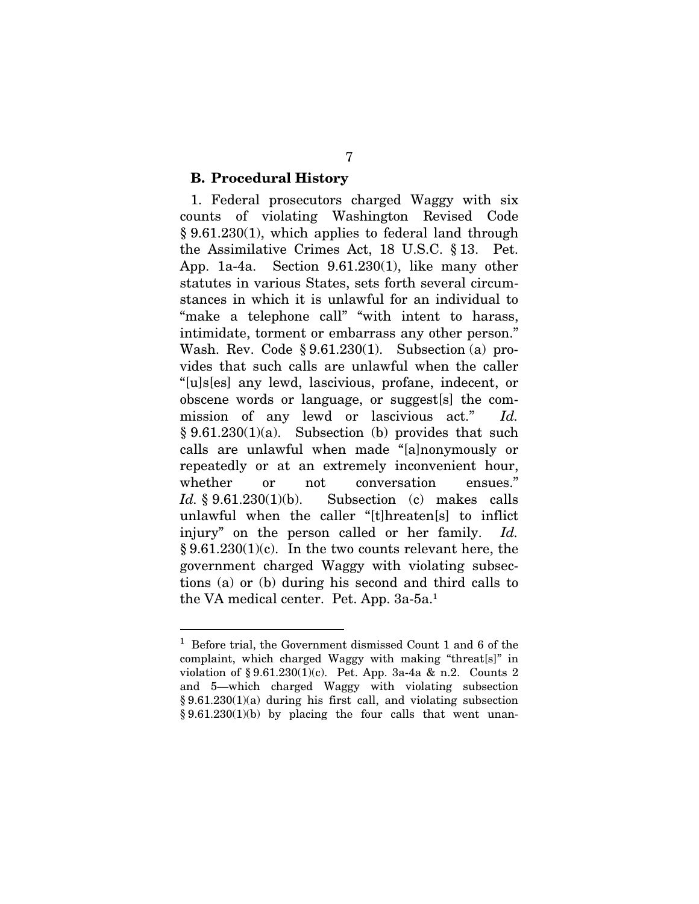### B. Procedural History

1. Federal prosecutors charged Waggy with six counts of violating Washington Revised Code § 9.61.230(1), which applies to federal land through the Assimilative Crimes Act, 18 U.S.C. § 13. Pet. App. 1a-4a. Section 9.61.230(1), like many other statutes in various States, sets forth several circumstances in which it is unlawful for an individual to "make a telephone call" "with intent to harass, intimidate, torment or embarrass any other person." Wash. Rev. Code § 9.61.230(1). Subsection (a) provides that such calls are unlawful when the caller "[u]s[es] any lewd, lascivious, profane, indecent, or obscene words or language, or suggest[s] the commission of any lewd or lascivious act." *Id.* § 9.61.230(1)(a). Subsection (b) provides that such calls are unlawful when made "[a]nonymously or repeatedly or at an extremely inconvenient hour, whether or not conversation ensues." *Id.* § 9.61.230(1)(b). Subsection (c) makes calls unlawful when the caller "[t]hreaten[s] to inflict injury" on the person called or her family. *Id.* § 9.61.230(1)(c). In the two counts relevant here, the government charged Waggy with violating subsections (a) or (b) during his second and third calls to the VA medical center. Pet. App. 3a-5a.[1]

---

[1] Before trial, the Government dismissed Count 1 and 6 of the complaint, which charged Waggy with making "threat[s]" in violation of § 9.61.230(1)(c). Pet. App. 3a-4a & n.2. Counts 2 and 5—which charged Waggy with violating subsection § 9.61.230(1)(a) during his first call, and violating subsection § 9.61.230(1)(b) by placing the four calls that went unan-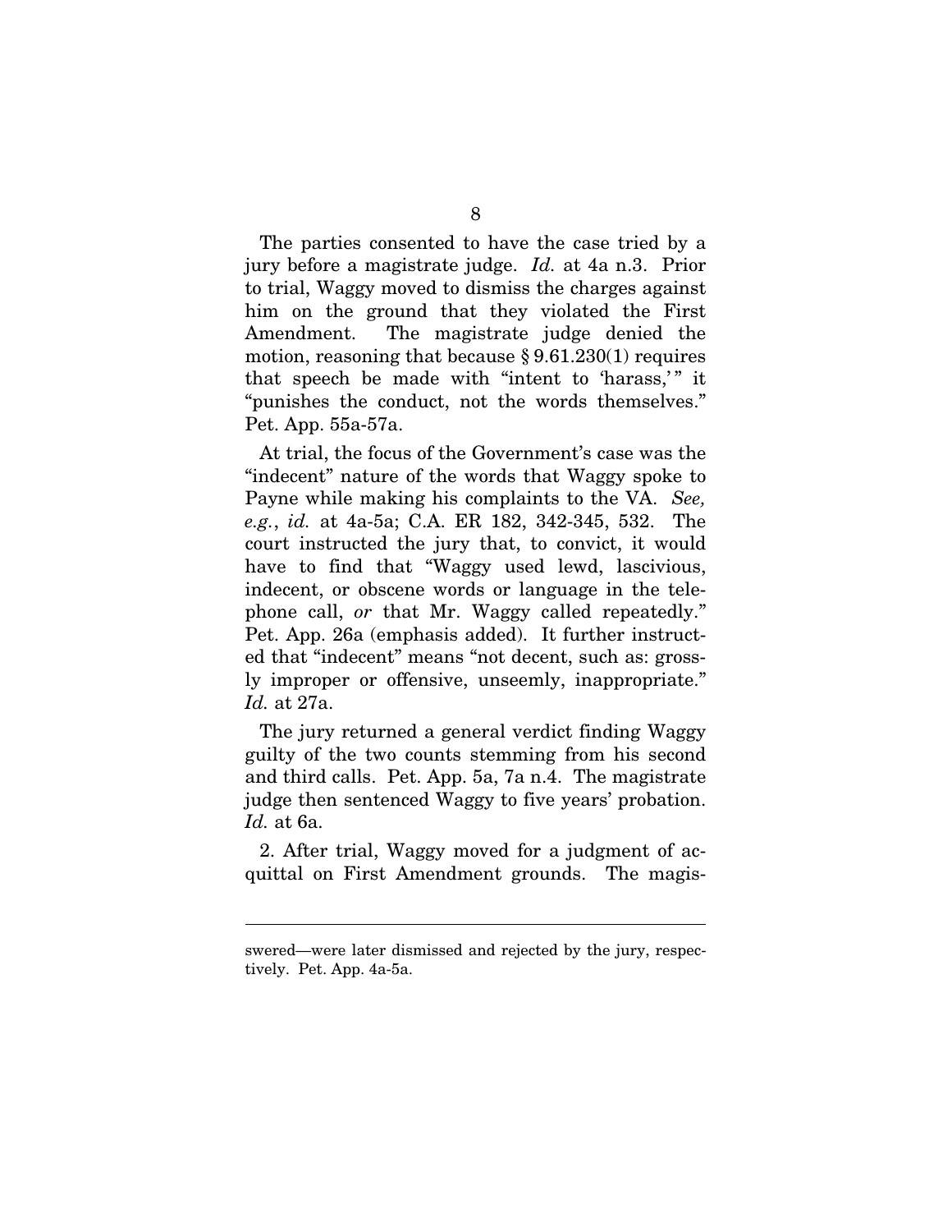The parties consented to have the case tried by a jury before a magistrate judge. *Id.* at 4a n.3. Prior to trial, Waggy moved to dismiss the charges against him on the ground that they violated the First Amendment. The magistrate judge denied the motion, reasoning that because § 9.61.230(1) requires that speech be made with "intent to 'harass,'" it "punishes the conduct, not the words themselves." Pet. App. 55a-57a.

At trial, the focus of the Government's case was the "indecent" nature of the words that Waggy spoke to Payne while making his complaints to the VA. *See, e.g.*, *id.* at 4a-5a; C.A. ER 182, 342-345, 532. The court instructed the jury that, to convict, it would have to find that "Waggy used lewd, lascivious, indecent, or obscene words or language in the telephone call, *or* that Mr. Waggy called repeatedly." Pet. App. 26a (emphasis added). It further instructed that "indecent" means "not decent, such as: grossly improper or offensive, unseemly, inappropriate." *Id.* at 27a.

The jury returned a general verdict finding Waggy guilty of the two counts stemming from his second and third calls. Pet. App. 5a, 7a n.4. The magistrate judge then sentenced Waggy to five years' probation. *Id.* at 6a.

2. After trial, Waggy moved for a judgment of acquittal on First Amendment grounds. The magis-

---

swered—were later dismissed and rejected by the jury, respectively. Pet. App. 4a-5a.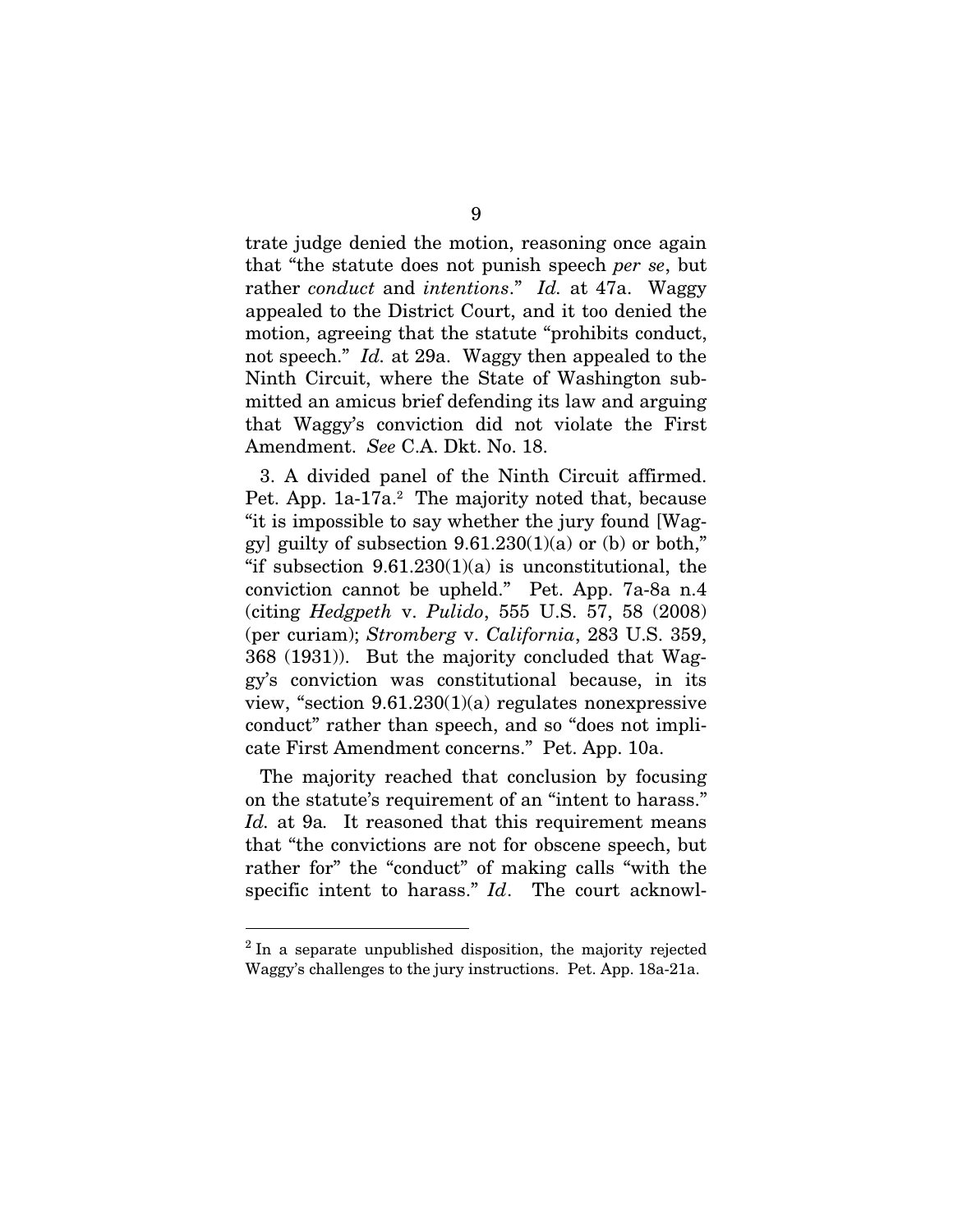trate judge denied the motion, reasoning once again that "the statute does not punish speech *per se*, but rather *conduct* and *intentions*." *Id.* at 47a. Waggy appealed to the District Court, and it too denied the motion, agreeing that the statute "prohibits conduct, not speech." *Id.* at 29a. Waggy then appealed to the Ninth Circuit, where the State of Washington submitted an amicus brief defending its law and arguing that Waggy's conviction did not violate the First Amendment. *See* C.A. Dkt. No. 18.

3. A divided panel of the Ninth Circuit affirmed. Pet. App. 1a-17a.[2] The majority noted that, because "it is impossible to say whether the jury found [Waggy] guilty of subsection 9.61.230(1)(a) or (b) or both," "if subsection 9.61.230(1)(a) is unconstitutional, the conviction cannot be upheld." Pet. App. 7a-8a n.4 (citing *Hedgpeth* v. *Pulido*, 555 U.S. 57, 58 (2008) (per curiam); *Stromberg* v. *California*, 283 U.S. 359, 368 (1931)). But the majority concluded that Waggy's conviction was constitutional because, in its view, "section 9.61.230(1)(a) regulates nonexpressive conduct" rather than speech, and so "does not implicate First Amendment concerns." Pet. App. 10a.

The majority reached that conclusion by focusing on the statute's requirement of an "intent to harass." *Id.* at 9a. It reasoned that this requirement means that "the convictions are not for obscene speech, but rather for" the "conduct" of making calls "with the specific intent to harass." *Id*. The court acknowl-

[2] In a separate unpublished disposition, the majority rejected Waggy's challenges to the jury instructions. Pet. App. 18a-21a.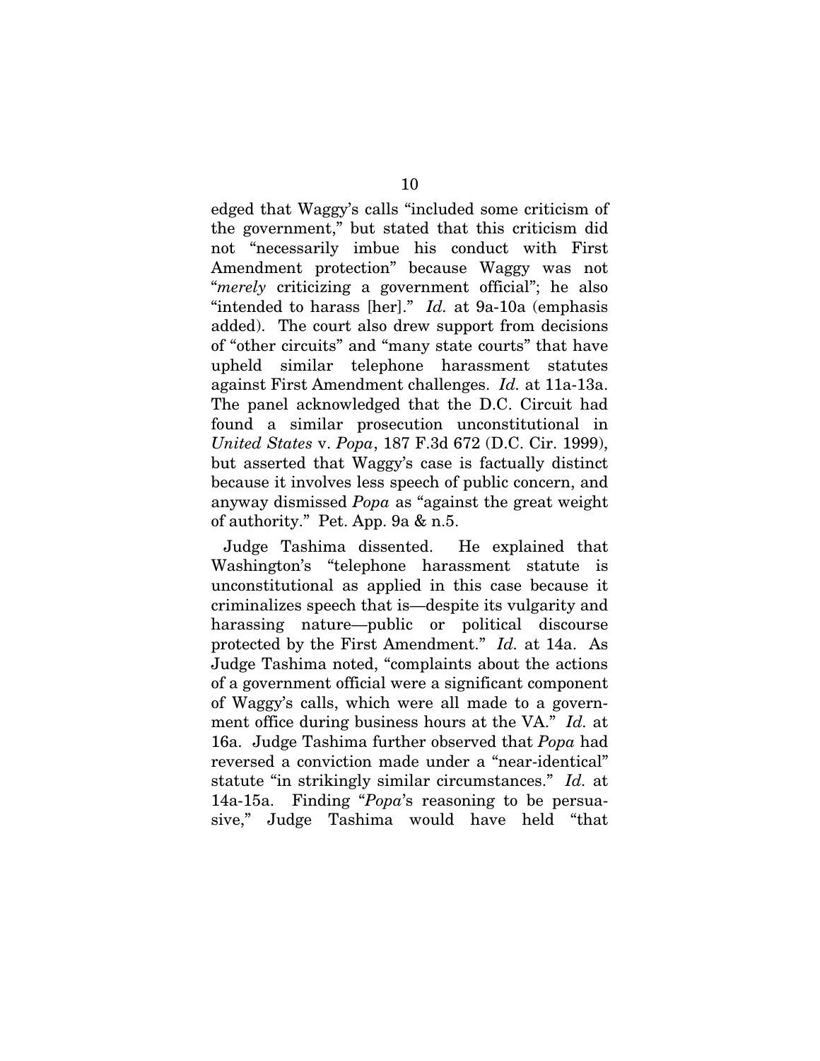edged that Waggy's calls "included some criticism of the government," but stated that this criticism did not "necessarily imbue his conduct with First Amendment protection" because Waggy was not "*merely* criticizing a government official"; he also "intended to harass [her]." *Id.* at 9a-10a (emphasis added). The court also drew support from decisions of "other circuits" and "many state courts" that have upheld similar telephone harassment statutes against First Amendment challenges. *Id.* at 11a-13a. The panel acknowledged that the D.C. Circuit had found a similar prosecution unconstitutional in *United States* v. *Popa*, 187 F.3d 672 (D.C. Cir. 1999), but asserted that Waggy's case is factually distinct because it involves less speech of public concern, and anyway dismissed *Popa* as "against the great weight of authority." Pet. App. 9a & n.5.

Judge Tashima dissented. He explained that Washington's "telephone harassment statute is unconstitutional as applied in this case because it criminalizes speech that is—despite its vulgarity and harassing nature—public or political discourse protected by the First Amendment." *Id.* at 14a. As Judge Tashima noted, "complaints about the actions of a government official were a significant component of Waggy's calls, which were all made to a government office during business hours at the VA." *Id.* at 16a. Judge Tashima further observed that *Popa* had reversed a conviction made under a "near-identical" statute "in strikingly similar circumstances." *Id.* at 14a-15a. Finding "*Popa*'s reasoning to be persuasive," Judge Tashima would have held "that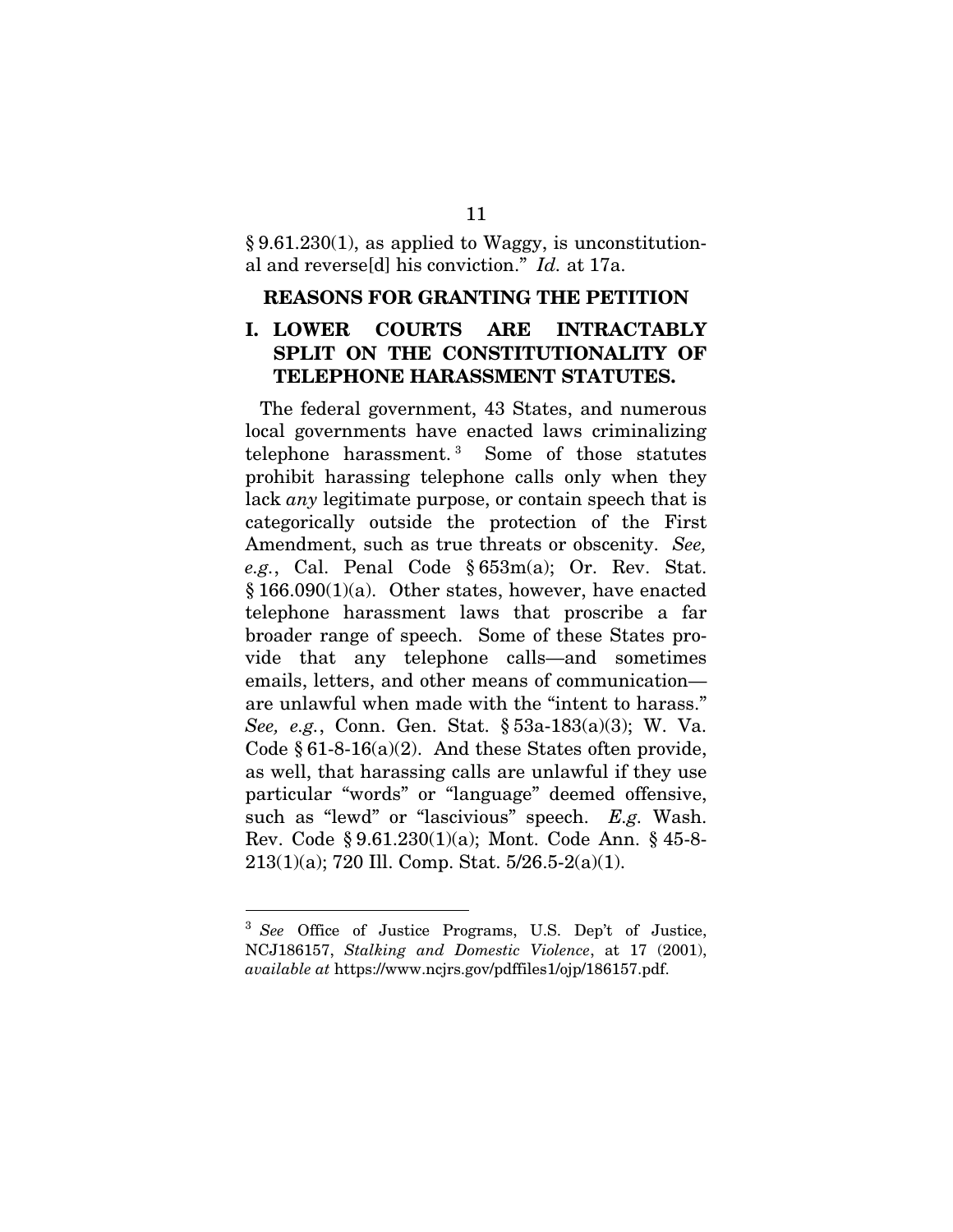§ 9.61.230(1), as applied to Waggy, is unconstitutional and reverse[d] his conviction." *Id.* at 17a.

## REASONS FOR GRANTING THE PETITION

### I. LOWER COURTS ARE INTRACTABLY SPLIT ON THE CONSTITUTIONALITY OF TELEPHONE HARASSMENT STATUTES.

The federal government, 43 States, and numerous local governments have enacted laws criminalizing telephone harassment.[3] Some of those statutes prohibit harassing telephone calls only when they lack *any* legitimate purpose, or contain speech that is categorically outside the protection of the First Amendment, such as true threats or obscenity. *See, e.g.*, Cal. Penal Code § 653m(a); Or. Rev. Stat. § 166.090(1)(a). Other states, however, have enacted telephone harassment laws that proscribe a far broader range of speech. Some of these States provide that any telephone calls—and sometimes emails, letters, and other means of communication—are unlawful when made with the "intent to harass." *See, e.g.*, Conn. Gen. Stat. § 53a-183(a)(3); W. Va. Code § 61-8-16(a)(2). And these States often provide, as well, that harassing calls are unlawful if they use particular "words" or "language" deemed offensive, such as "lewd" or "lascivious" speech. *E.g.* Wash. Rev. Code § 9.61.230(1)(a); Mont. Code Ann. § 45-8-213(1)(a); 720 Ill. Comp. Stat. 5/26.5-2(a)(1).

---

[3] *See* Office of Justice Programs, U.S. Dep't of Justice, NCJ186157, *Stalking and Domestic Violence*, at 17 (2001), *available at* https://www.ncjrs.gov/pdffiles1/ojp/186157.pdf.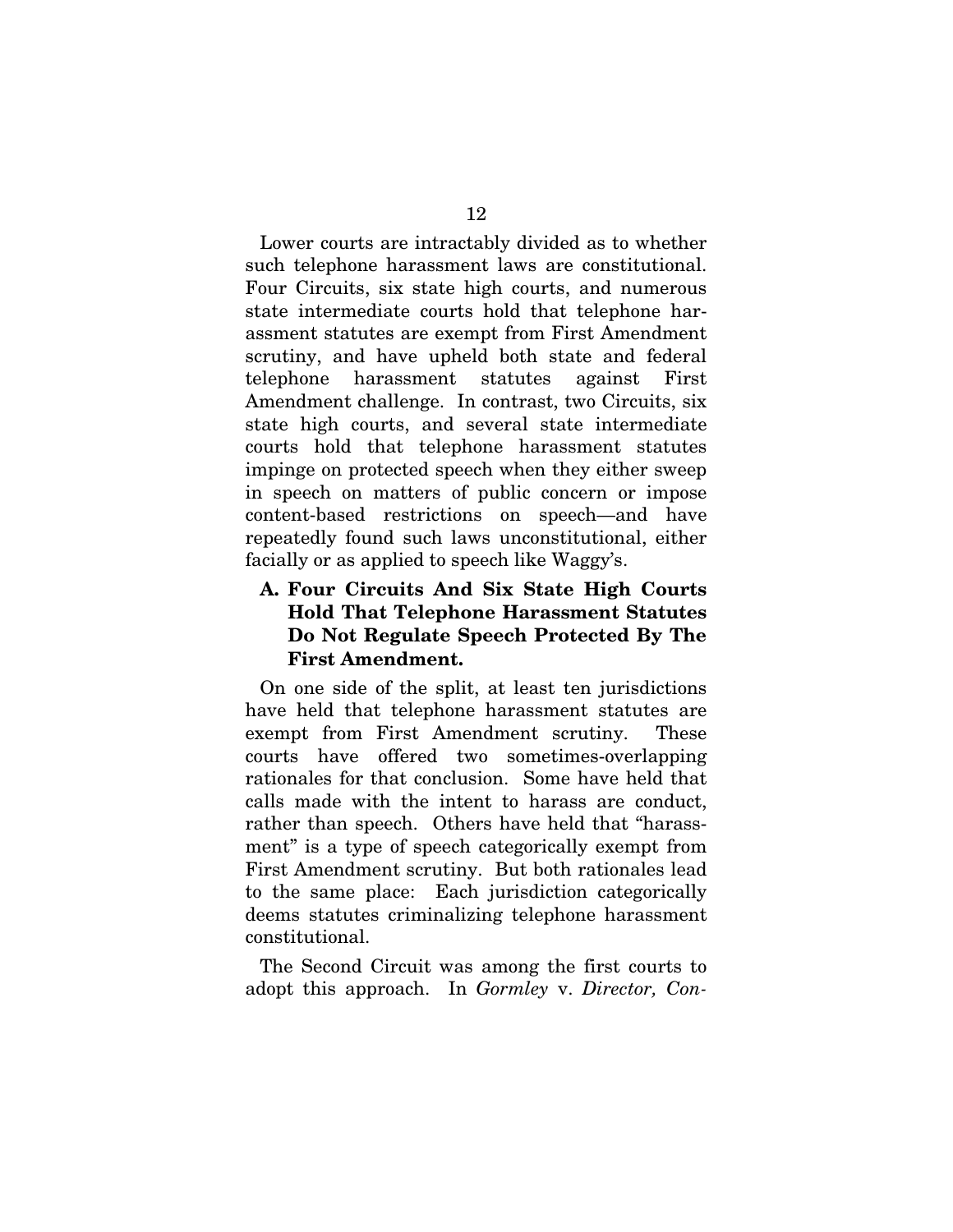Lower courts are intractably divided as to whether such telephone harassment laws are constitutional. Four Circuits, six state high courts, and numerous state intermediate courts hold that telephone harassment statutes are exempt from First Amendment scrutiny, and have upheld both state and federal telephone harassment statutes against First Amendment challenge. In contrast, two Circuits, six state high courts, and several state intermediate courts hold that telephone harassment statutes impinge on protected speech when they either sweep in speech on matters of public concern or impose content-based restrictions on speech—and have repeatedly found such laws unconstitutional, either facially or as applied to speech like Waggy's.

### A. Four Circuits And Six State High Courts Hold That Telephone Harassment Statutes Do Not Regulate Speech Protected By The First Amendment.

On one side of the split, at least ten jurisdictions have held that telephone harassment statutes are exempt from First Amendment scrutiny. These courts have offered two sometimes-overlapping rationales for that conclusion. Some have held that calls made with the intent to harass are conduct, rather than speech. Others have held that "harassment" is a type of speech categorically exempt from First Amendment scrutiny. But both rationales lead to the same place: Each jurisdiction categorically deems statutes criminalizing telephone harassment constitutional.

The Second Circuit was among the first courts to adopt this approach. In *Gormley* v. *Director, Con-*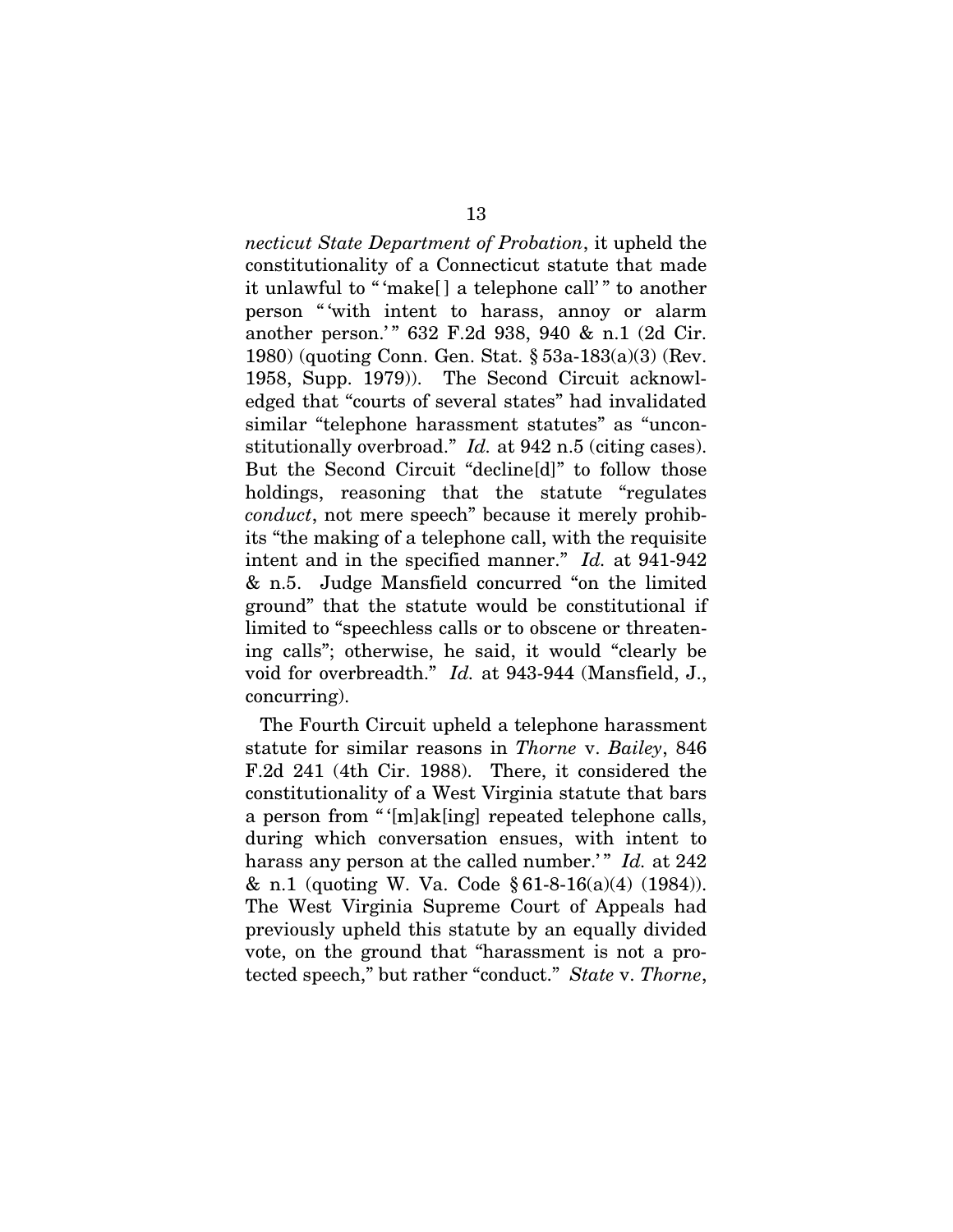*necticut State Department of Probation*, it upheld the constitutionality of a Connecticut statute that made it unlawful to " 'make[ ] a telephone call' " to another person " 'with intent to harass, annoy or alarm another person.' " 632 F.2d 938, 940 & n.1 (2d Cir. 1980) (quoting Conn. Gen. Stat. § 53a-183(a)(3) (Rev. 1958, Supp. 1979)). The Second Circuit acknowledged that "courts of several states" had invalidated similar "telephone harassment statutes" as "unconstitutionally overbroad." *Id.* at 942 n.5 (citing cases). But the Second Circuit "decline[d]" to follow those holdings, reasoning that the statute "regulates *conduct*, not mere speech" because it merely prohibits "the making of a telephone call, with the requisite intent and in the specified manner." *Id.* at 941-942 & n.5. Judge Mansfield concurred "on the limited ground" that the statute would be constitutional if limited to "speechless calls or to obscene or threatening calls"; otherwise, he said, it would "clearly be void for overbreadth." *Id.* at 943-944 (Mansfield, J., concurring).

The Fourth Circuit upheld a telephone harassment statute for similar reasons in *Thorne* v. *Bailey*, 846 F.2d 241 (4th Cir. 1988). There, it considered the constitutionality of a West Virginia statute that bars a person from " '[m]ak[ing] repeated telephone calls, during which conversation ensues, with intent to harass any person at the called number.' " *Id.* at 242 & n.1 (quoting W. Va. Code § 61-8-16(a)(4) (1984)). The West Virginia Supreme Court of Appeals had previously upheld this statute by an equally divided vote, on the ground that "harassment is not a protected speech," but rather "conduct." *State* v. *Thorne*,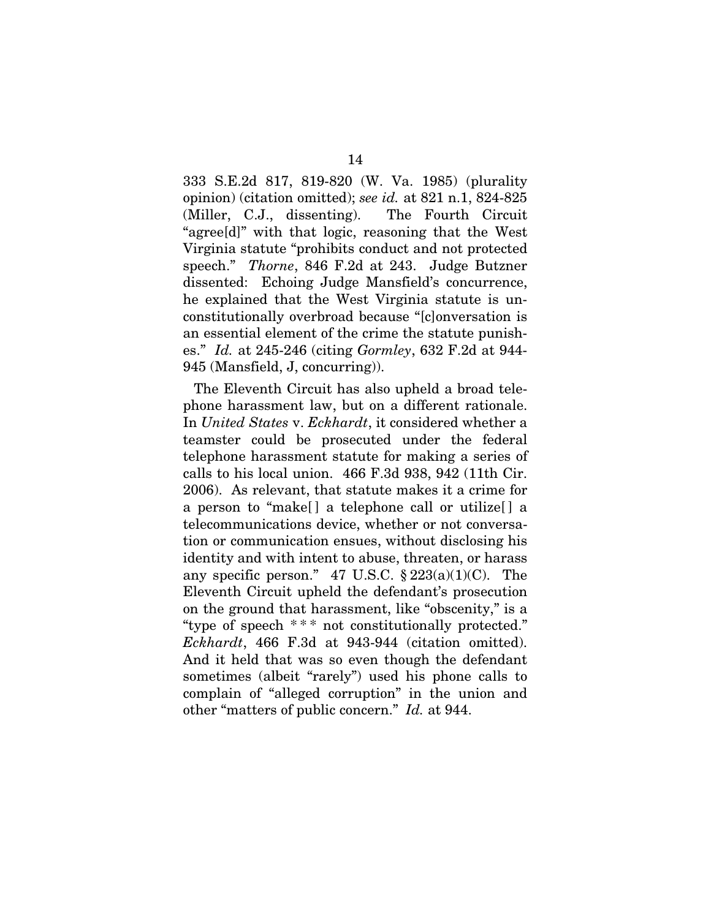333 S.E.2d 817, 819-820 (W. Va. 1985) (plurality opinion) (citation omitted); *see id.* at 821 n.1, 824-825 (Miller, C.J., dissenting). The Fourth Circuit "agree[d]" with that logic, reasoning that the West Virginia statute "prohibits conduct and not protected speech." *Thorne*, 846 F.2d at 243. Judge Butzner dissented: Echoing Judge Mansfield's concurrence, he explained that the West Virginia statute is unconstitutionally overbroad because "[c]onversation is an essential element of the crime the statute punishes." *Id.* at 245-246 (citing *Gormley*, 632 F.2d at 944-945 (Mansfield, J, concurring)).

The Eleventh Circuit has also upheld a broad telephone harassment law, but on a different rationale. In *United States* v. *Eckhardt*, it considered whether a teamster could be prosecuted under the federal telephone harassment statute for making a series of calls to his local union. 466 F.3d 938, 942 (11th Cir. 2006). As relevant, that statute makes it a crime for a person to "make[] a telephone call or utilize[] a telecommunications device, whether or not conversation or communication ensues, without disclosing his identity and with intent to abuse, threaten, or harass any specific person." 47 U.S.C. § 223(a)(1)(C). The Eleventh Circuit upheld the defendant's prosecution on the ground that harassment, like "obscenity," is a "type of speech * * * not constitutionally protected." *Eckhardt*, 466 F.3d at 943-944 (citation omitted). And it held that was so even though the defendant sometimes (albeit "rarely") used his phone calls to complain of "alleged corruption" in the union and other "matters of public concern." *Id.* at 944.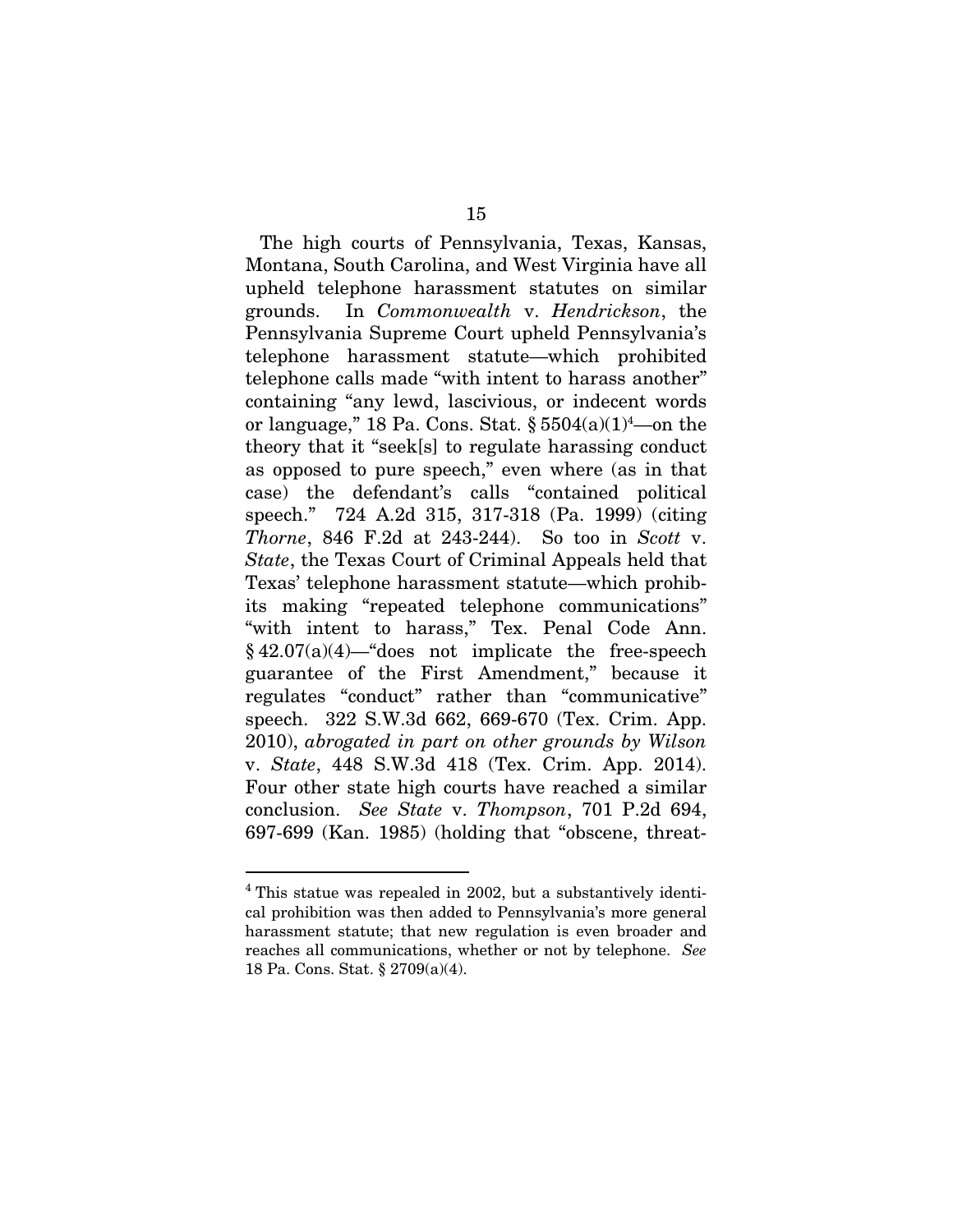The high courts of Pennsylvania, Texas, Kansas, Montana, South Carolina, and West Virginia have all upheld telephone harassment statutes on similar grounds. In *Commonwealth* v. *Hendrickson*, the Pennsylvania Supreme Court upheld Pennsylvania's telephone harassment statute—which prohibited telephone calls made "with intent to harass another" containing "any lewd, lascivious, or indecent words or language," 18 Pa. Cons. Stat. § 5504(a)(1)[4]—on the theory that it "seek[s] to regulate harassing conduct as opposed to pure speech," even where (as in that case) the defendant's calls "contained political speech." 724 A.2d 315, 317-318 (Pa. 1999) (citing *Thorne*, 846 F.2d at 243-244). So too in *Scott* v. *State*, the Texas Court of Criminal Appeals held that Texas' telephone harassment statute—which prohibits making "repeated telephone communications" "with intent to harass," Tex. Penal Code Ann. § 42.07(a)(4)—"does not implicate the free-speech guarantee of the First Amendment," because it regulates "conduct" rather than "communicative" speech. 322 S.W.3d 662, 669-670 (Tex. Crim. App. 2010), *abrogated in part on other grounds by Wilson* v. *State*, 448 S.W.3d 418 (Tex. Crim. App. 2014). Four other state high courts have reached a similar conclusion. *See State* v. *Thompson*, 701 P.2d 694, 697-699 (Kan. 1985) (holding that "obscene, threat-

[4] This statue was repealed in 2002, but a substantively identical prohibition was then added to Pennsylvania's more general harassment statute; that new regulation is even broader and reaches all communications, whether or not by telephone. *See* 18 Pa. Cons. Stat. § 2709(a)(4).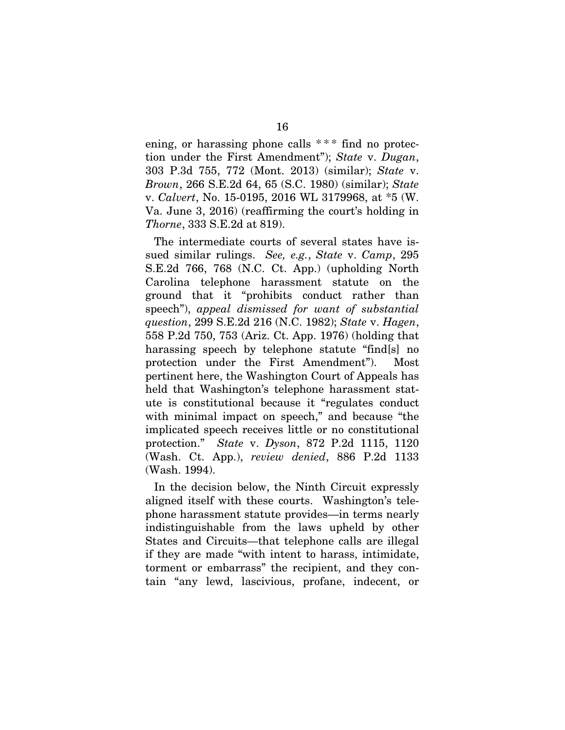ening, or harassing phone calls * * * find no protection under the First Amendment"); *State* v. *Dugan*, 303 P.3d 755, 772 (Mont. 2013) (similar); *State* v. *Brown*, 266 S.E.2d 64, 65 (S.C. 1980) (similar); *State* v. *Calvert*, No. 15-0195, 2016 WL 3179968, at *5 (W. Va. June 3, 2016) (reaffirming the court's holding in *Thorne*, 333 S.E.2d at 819).

The intermediate courts of several states have issued similar rulings. *See, e.g.*, *State* v. *Camp*, 295 S.E.2d 766, 768 (N.C. Ct. App.) (upholding North Carolina telephone harassment statute on the ground that it "prohibits conduct rather than speech"), *appeal dismissed for want of substantial question*, 299 S.E.2d 216 (N.C. 1982); *State* v. *Hagen*, 558 P.2d 750, 753 (Ariz. Ct. App. 1976) (holding that harassing speech by telephone statute "find[s] no protection under the First Amendment"). Most pertinent here, the Washington Court of Appeals has held that Washington's telephone harassment statute is constitutional because it "regulates conduct with minimal impact on speech," and because "the implicated speech receives little or no constitutional protection." *State* v. *Dyson*, 872 P.2d 1115, 1120 (Wash. Ct. App.), *review denied*, 886 P.2d 1133 (Wash. 1994).

In the decision below, the Ninth Circuit expressly aligned itself with these courts. Washington's telephone harassment statute provides—in terms nearly indistinguishable from the laws upheld by other States and Circuits—that telephone calls are illegal if they are made "with intent to harass, intimidate, torment or embarrass" the recipient, and they contain "any lewd, lascivious, profane, indecent, or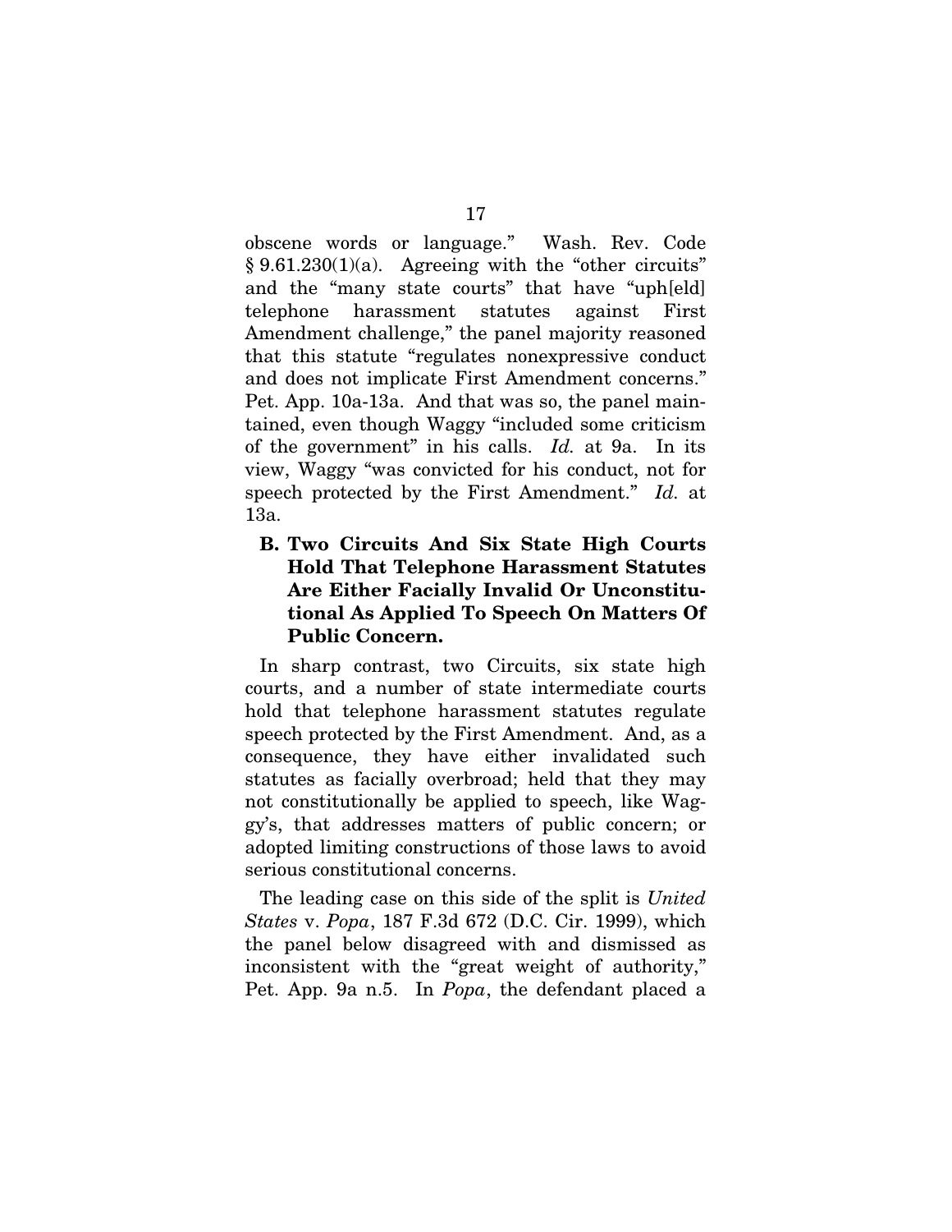obscene words or language." Wash. Rev. Code § 9.61.230(1)(a). Agreeing with the "other circuits" and the "many state courts" that have "uph[eld] telephone harassment statutes against First Amendment challenge," the panel majority reasoned that this statute "regulates nonexpressive conduct and does not implicate First Amendment concerns." Pet. App. 10a-13a. And that was so, the panel maintained, even though Waggy "included some criticism of the government" in his calls. *Id.* at 9a. In its view, Waggy "was convicted for his conduct, not for speech protected by the First Amendment." *Id.* at 13a.

### B. Two Circuits And Six State High Courts Hold That Telephone Harassment Statutes Are Either Facially Invalid Or Unconstitutional As Applied To Speech On Matters Of Public Concern.

In sharp contrast, two Circuits, six state high courts, and a number of state intermediate courts hold that telephone harassment statutes regulate speech protected by the First Amendment. And, as a consequence, they have either invalidated such statutes as facially overbroad; held that they may not constitutionally be applied to speech, like Waggy's, that addresses matters of public concern; or adopted limiting constructions of those laws to avoid serious constitutional concerns.

The leading case on this side of the split is *United States* v. *Popa*, 187 F.3d 672 (D.C. Cir. 1999), which the panel below disagreed with and dismissed as inconsistent with the "great weight of authority," Pet. App. 9a n.5. In *Popa*, the defendant placed a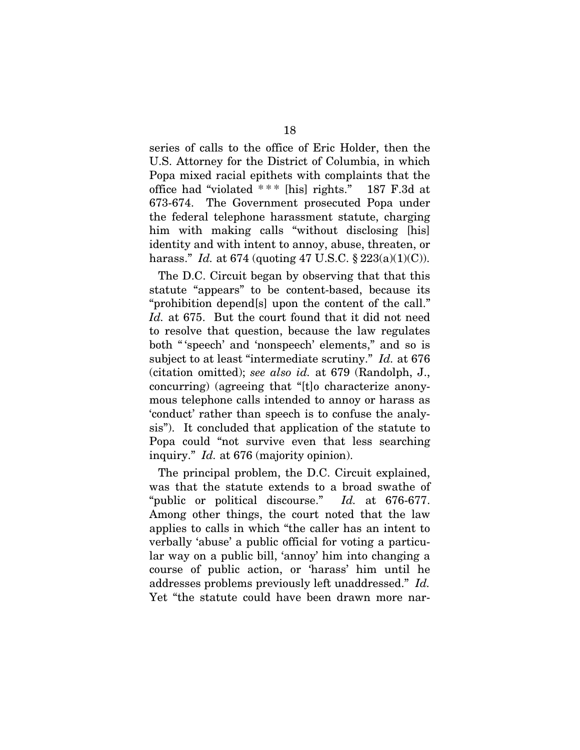series of calls to the office of Eric Holder, then the U.S. Attorney for the District of Columbia, in which Popa mixed racial epithets with complaints that the office had "violated * * * [his] rights." 187 F.3d at 673-674. The Government prosecuted Popa under the federal telephone harassment statute, charging him with making calls "without disclosing [his] identity and with intent to annoy, abuse, threaten, or harass." *Id.* at 674 (quoting 47 U.S.C. § 223(a)(1)(C)).

The D.C. Circuit began by observing that that this statute "appears" to be content-based, because its "prohibition depend[s] upon the content of the call." *Id.* at 675. But the court found that it did not need to resolve that question, because the law regulates both "'speech' and 'nonspeech' elements," and so is subject to at least "intermediate scrutiny." *Id.* at 676 (citation omitted); *see also id.* at 679 (Randolph, J., concurring) (agreeing that "[t]o characterize anonymous telephone calls intended to annoy or harass as 'conduct' rather than speech is to confuse the analysis"). It concluded that application of the statute to Popa could "not survive even that less searching inquiry." *Id.* at 676 (majority opinion).

The principal problem, the D.C. Circuit explained, was that the statute extends to a broad swathe of "public or political discourse." *Id.* at 676-677. Among other things, the court noted that the law applies to calls in which "the caller has an intent to verbally 'abuse' a public official for voting a particular way on a public bill, 'annoy' him into changing a course of public action, or 'harass' him until he addresses problems previously left unaddressed." *Id.* Yet "the statute could have been drawn more nar-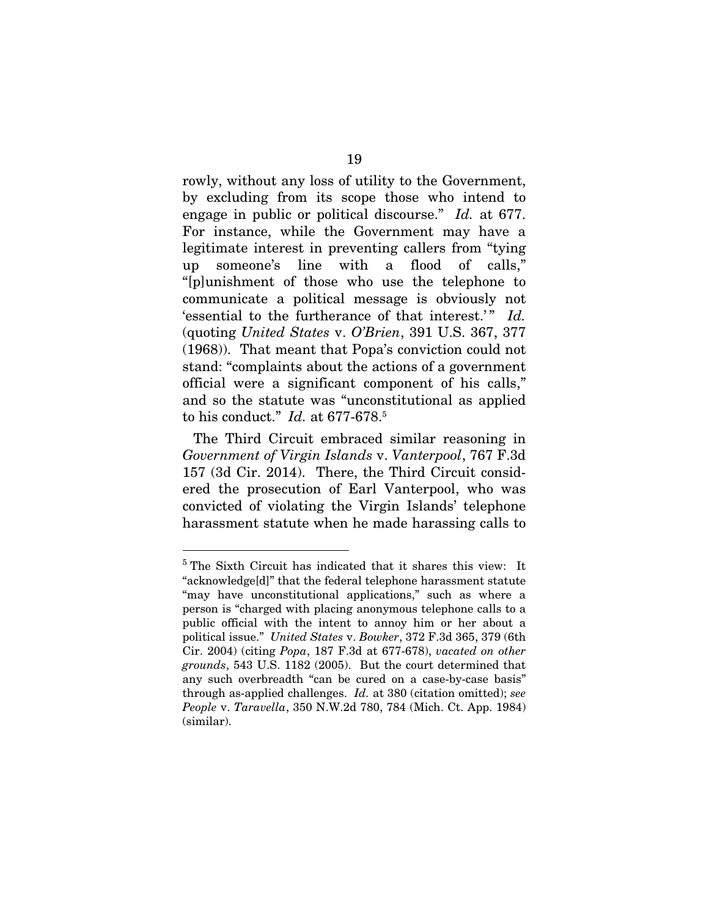rowly, without any loss of utility to the Government, by excluding from its scope those who intend to engage in public or political discourse." *Id.* at 677. For instance, while the Government may have a legitimate interest in preventing callers from "tying up someone's line with a flood of calls," "[p]unishment of those who use the telephone to communicate a political message is obviously not 'essential to the furtherance of that interest.'" *Id.* (quoting *United States* v. *O'Brien*, 391 U.S. 367, 377 (1968)). That meant that Popa's conviction could not stand: "complaints about the actions of a government official were a significant component of his calls," and so the statute was "unconstitutional as applied to his conduct." *Id.* at 677-678.[5]

The Third Circuit embraced similar reasoning in *Government of Virgin Islands* v. *Vanterpool*, 767 F.3d 157 (3d Cir. 2014). There, the Third Circuit considered the prosecution of Earl Vanterpool, who was convicted of violating the Virgin Islands' telephone harassment statute when he made harassing calls to

---

[5] The Sixth Circuit has indicated that it shares this view: It "acknowledge[d]" that the federal telephone harassment statute "may have unconstitutional applications," such as where a person is "charged with placing anonymous telephone calls to a public official with the intent to annoy him or her about a political issue." *United States* v. *Bowker*, 372 F.3d 365, 379 (6th Cir. 2004) (citing *Popa*, 187 F.3d at 677-678), *vacated on other grounds*, 543 U.S. 1182 (2005). But the court determined that any such overbreadth "can be cured on a case-by-case basis" through as-applied challenges. *Id.* at 380 (citation omitted); *see People* v. *Taravella*, 350 N.W.2d 780, 784 (Mich. Ct. App. 1984) (similar).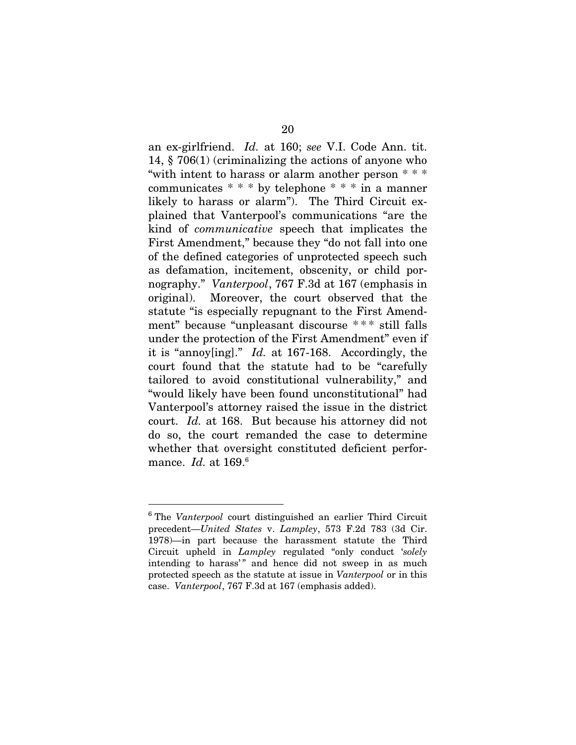an ex-girlfriend. *Id.* at 160; *see* V.I. Code Ann. tit. 14, § 706(1) (criminalizing the actions of anyone who "with intent to harass or alarm another person * * * communicates * * * by telephone * * * in a manner likely to harass or alarm"). The Third Circuit explained that Vanterpool's communications "are the kind of *communicative* speech that implicates the First Amendment," because they "do not fall into one of the defined categories of unprotected speech such as defamation, incitement, obscenity, or child pornography." *Vanterpool*, 767 F.3d at 167 (emphasis in original). Moreover, the court observed that the statute "is especially repugnant to the First Amendment" because "unpleasant discourse * * * still falls under the protection of the First Amendment" even if it is "annoy[ing]." *Id.* at 167-168. Accordingly, the court found that the statute had to be "carefully tailored to avoid constitutional vulnerability," and "would likely have been found unconstitutional" had Vanterpool's attorney raised the issue in the district court. *Id.* at 168. But because his attorney did not do so, the court remanded the case to determine whether that oversight constituted deficient performance. *Id.* at 169.[6]

---

[6] The *Vanterpool* court distinguished an earlier Third Circuit precedent—*United States* v. *Lampley*, 573 F.2d 783 (3d Cir. 1978)—in part because the harassment statute the Third Circuit upheld in *Lampley* regulated "only conduct '*solely* intending to harass'" and hence did not sweep in as much protected speech as the statute at issue in *Vanterpool* or in this case. *Vanterpool*, 767 F.3d at 167 (emphasis added).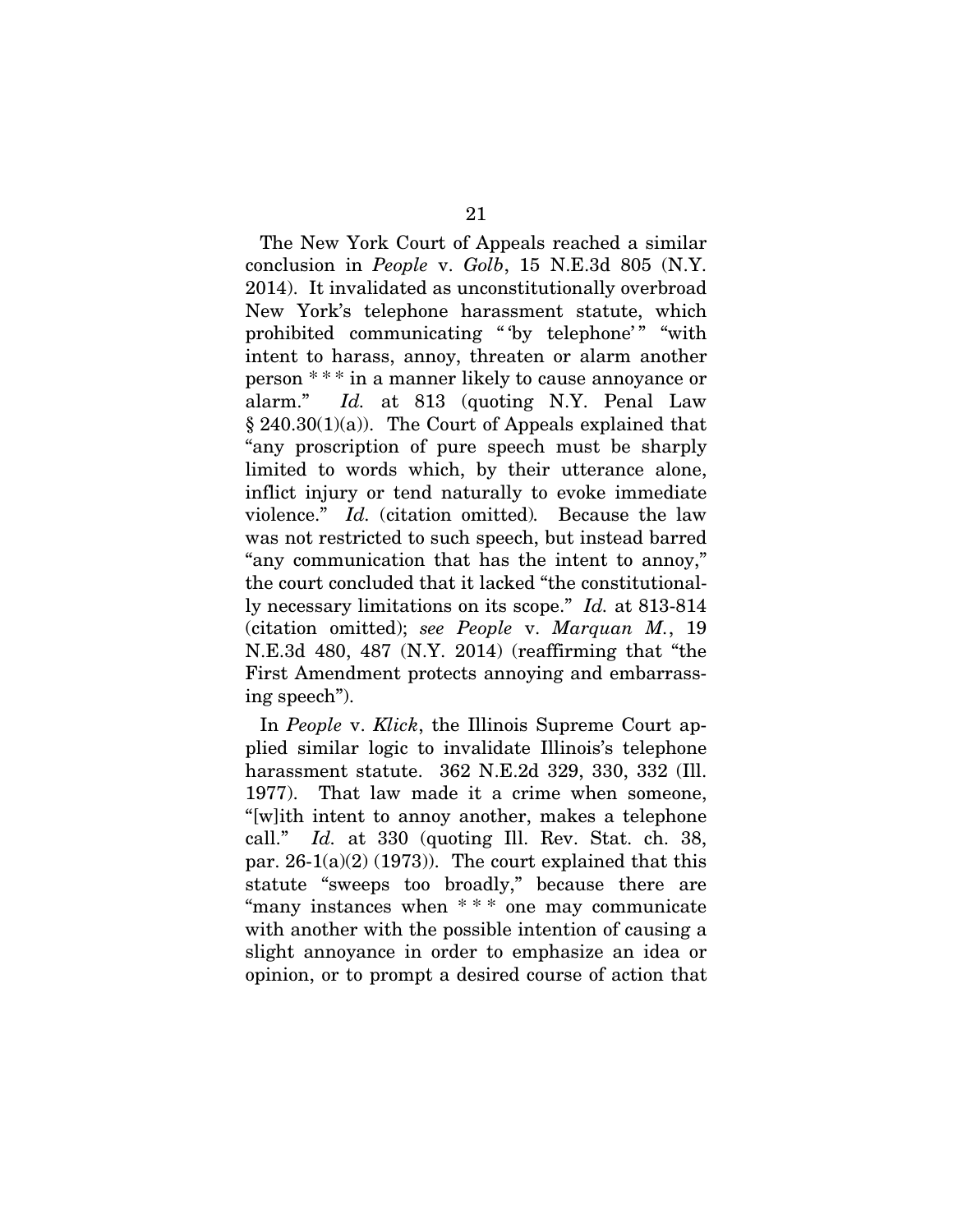The New York Court of Appeals reached a similar conclusion in *People* v. *Golb*, 15 N.E.3d 805 (N.Y. 2014). It invalidated as unconstitutionally overbroad New York's telephone harassment statute, which prohibited communicating " 'by telephone' " "with intent to harass, annoy, threaten or alarm another person * * * in a manner likely to cause annoyance or alarm." *Id.* at 813 (quoting N.Y. Penal Law § 240.30(1)(a)). The Court of Appeals explained that "any proscription of pure speech must be sharply limited to words which, by their utterance alone, inflict injury or tend naturally to evoke immediate violence." *Id.* (citation omitted). Because the law was not restricted to such speech, but instead barred "any communication that has the intent to annoy," the court concluded that it lacked "the constitutionally necessary limitations on its scope." *Id.* at 813-814 (citation omitted); *see People* v. *Marquan M.*, 19 N.E.3d 480, 487 (N.Y. 2014) (reaffirming that "the First Amendment protects annoying and embarrassing speech").

In *People* v. *Klick*, the Illinois Supreme Court applied similar logic to invalidate Illinois's telephone harassment statute. 362 N.E.2d 329, 330, 332 (Ill. 1977). That law made it a crime when someone, "[w]ith intent to annoy another, makes a telephone call." *Id.* at 330 (quoting Ill. Rev. Stat. ch. 38, par. 26-1(a)(2) (1973)). The court explained that this statute "sweeps too broadly," because there are "many instances when * * * one may communicate with another with the possible intention of causing a slight annoyance in order to emphasize an idea or opinion, or to prompt a desired course of action that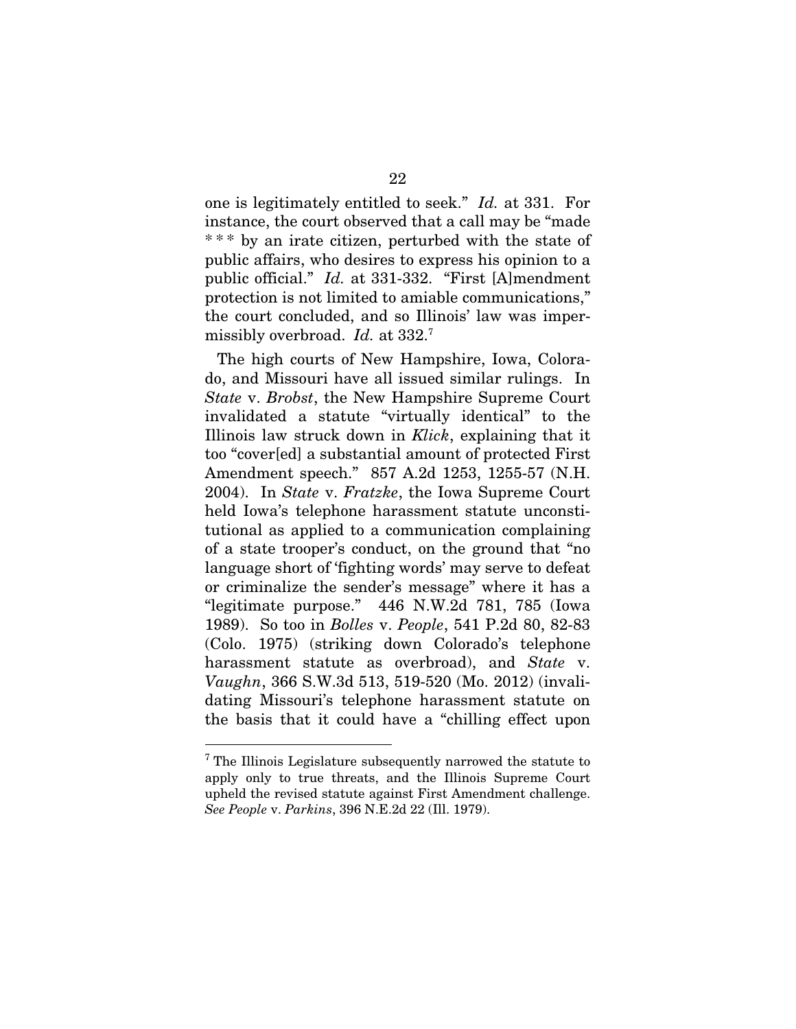one is legitimately entitled to seek." *Id.* at 331. For instance, the court observed that a call may be "made * * * by an irate citizen, perturbed with the state of public affairs, who desires to express his opinion to a public official." *Id.* at 331-332. "First [A]mendment protection is not limited to amiable communications," the court concluded, and so Illinois' law was impermissibly overbroad. *Id.* at 332.[7]

The high courts of New Hampshire, Iowa, Colorado, and Missouri have all issued similar rulings. In *State* v. *Brobst*, the New Hampshire Supreme Court invalidated a statute "virtually identical" to the Illinois law struck down in *Klick*, explaining that it too "cover[ed] a substantial amount of protected First Amendment speech." 857 A.2d 1253, 1255-57 (N.H. 2004). In *State* v. *Fratzke*, the Iowa Supreme Court held Iowa's telephone harassment statute unconstitutional as applied to a communication complaining of a state trooper's conduct, on the ground that "no language short of 'fighting words' may serve to defeat or criminalize the sender's message" where it has a "legitimate purpose." 446 N.W.2d 781, 785 (Iowa 1989). So too in *Bolles* v. *People*, 541 P.2d 80, 82-83 (Colo. 1975) (striking down Colorado's telephone harassment statute as overbroad), and *State* v. *Vaughn*, 366 S.W.3d 513, 519-520 (Mo. 2012) (invalidating Missouri's telephone harassment statute on the basis that it could have a "chilling effect upon

---

[7] The Illinois Legislature subsequently narrowed the statute to apply only to true threats, and the Illinois Supreme Court upheld the revised statute against First Amendment challenge. *See People* v. *Parkins*, 396 N.E.2d 22 (Ill. 1979).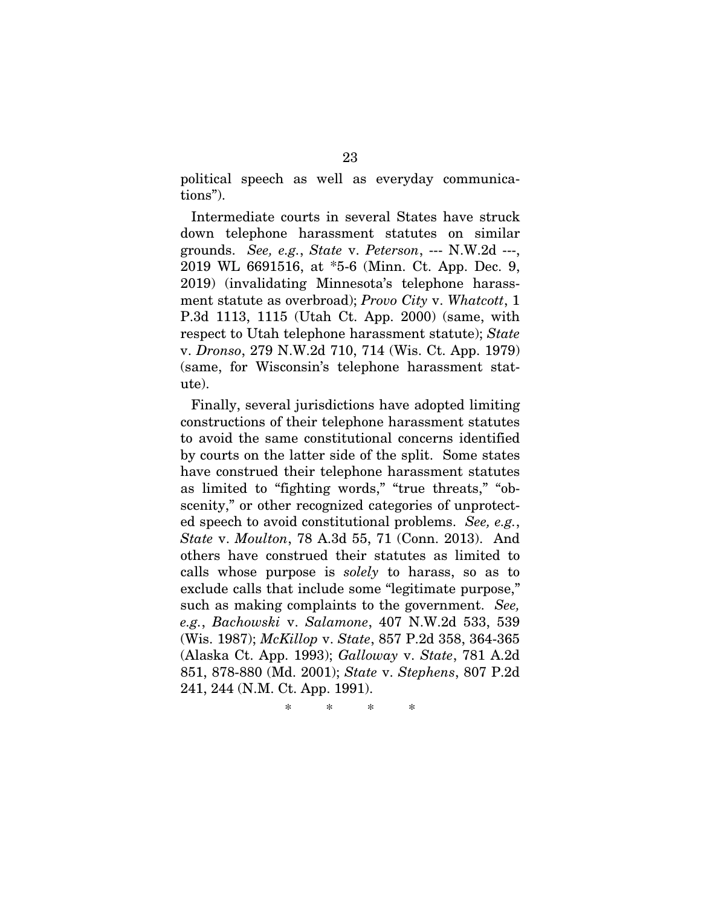political speech as well as everyday communications").

Intermediate courts in several States have struck down telephone harassment statutes on similar grounds. *See, e.g.*, *State* v. *Peterson*, --- N.W.2d ---, 2019 WL 6691516, at *5-6 (Minn. Ct. App. Dec. 9, 2019) (invalidating Minnesota's telephone harassment statute as overbroad); *Provo City* v. *Whatcott*, 1 P.3d 1113, 1115 (Utah Ct. App. 2000) (same, with respect to Utah telephone harassment statute); *State* v. *Dronso*, 279 N.W.2d 710, 714 (Wis. Ct. App. 1979) (same, for Wisconsin's telephone harassment statute).

Finally, several jurisdictions have adopted limiting constructions of their telephone harassment statutes to avoid the same constitutional concerns identified by courts on the latter side of the split. Some states have construed their telephone harassment statutes as limited to "fighting words," "true threats," "obscenity," or other recognized categories of unprotected speech to avoid constitutional problems. *See, e.g.*, *State* v. *Moulton*, 78 A.3d 55, 71 (Conn. 2013). And others have construed their statutes as limited to calls whose purpose is *solely* to harass, so as to exclude calls that include some "legitimate purpose," such as making complaints to the government. *See, e.g.*, *Bachowski* v. *Salamone*, 407 N.W.2d 533, 539 (Wis. 1987); *McKillop* v. *State*, 857 P.2d 358, 364-365 (Alaska Ct. App. 1993); *Galloway* v. *State*, 781 A.2d 851, 878-880 (Md. 2001); *State* v. *Stephens*, 807 P.2d 241, 244 (N.M. Ct. App. 1991).

\* \* \* \*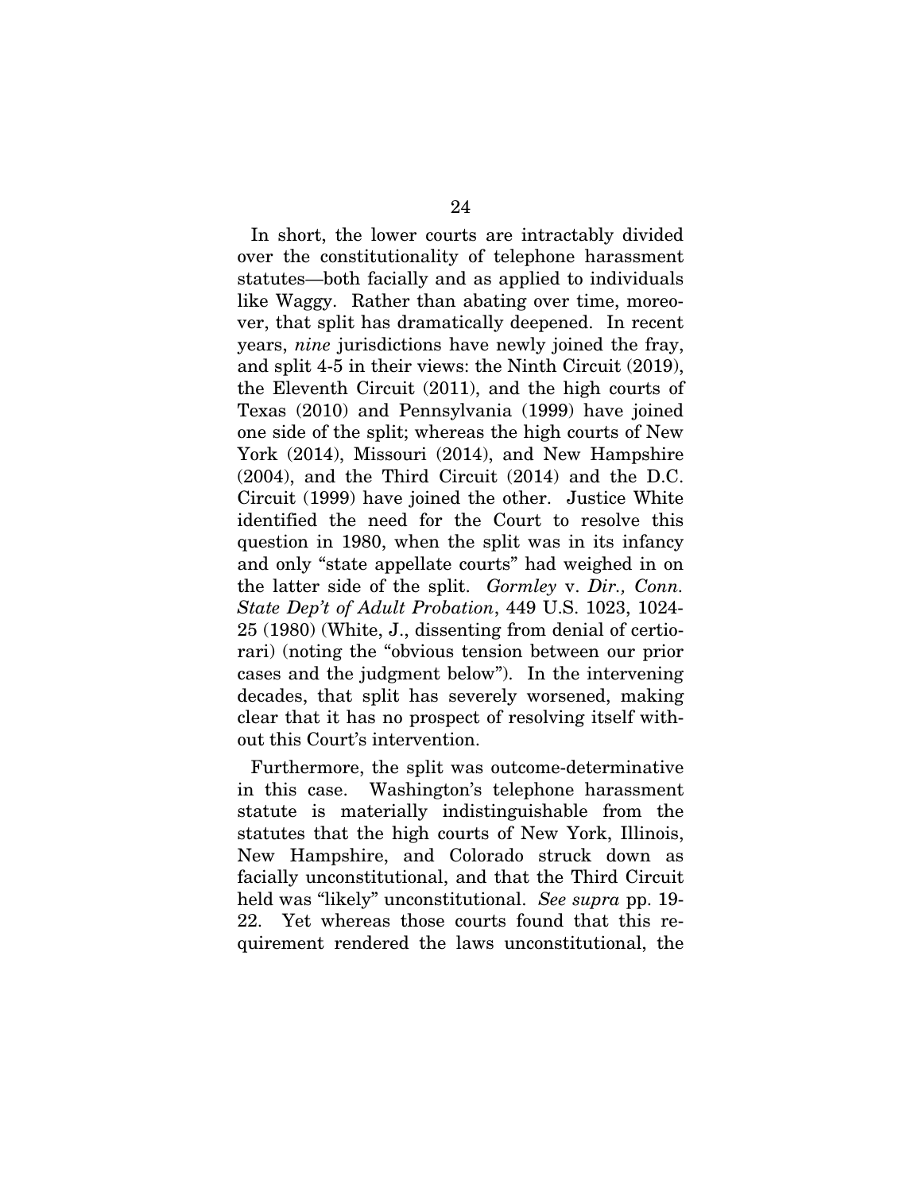In short, the lower courts are intractably divided over the constitutionality of telephone harassment statutes—both facially and as applied to individuals like Waggy. Rather than abating over time, moreover, that split has dramatically deepened. In recent years, *nine* jurisdictions have newly joined the fray, and split 4-5 in their views: the Ninth Circuit (2019), the Eleventh Circuit (2011), and the high courts of Texas (2010) and Pennsylvania (1999) have joined one side of the split; whereas the high courts of New York (2014), Missouri (2014), and New Hampshire (2004), and the Third Circuit (2014) and the D.C. Circuit (1999) have joined the other. Justice White identified the need for the Court to resolve this question in 1980, when the split was in its infancy and only "state appellate courts" had weighed in on the latter side of the split. *Gormley* v. *Dir., Conn. State Dep't of Adult Probation*, 449 U.S. 1023, 1024-25 (1980) (White, J., dissenting from denial of certiorari) (noting the "obvious tension between our prior cases and the judgment below"). In the intervening decades, that split has severely worsened, making clear that it has no prospect of resolving itself without this Court's intervention.

Furthermore, the split was outcome-determinative in this case. Washington's telephone harassment statute is materially indistinguishable from the statutes that the high courts of New York, Illinois, New Hampshire, and Colorado struck down as facially unconstitutional, and that the Third Circuit held was "likely" unconstitutional. *See supra* pp. 19-22. Yet whereas those courts found that this requirement rendered the laws unconstitutional, the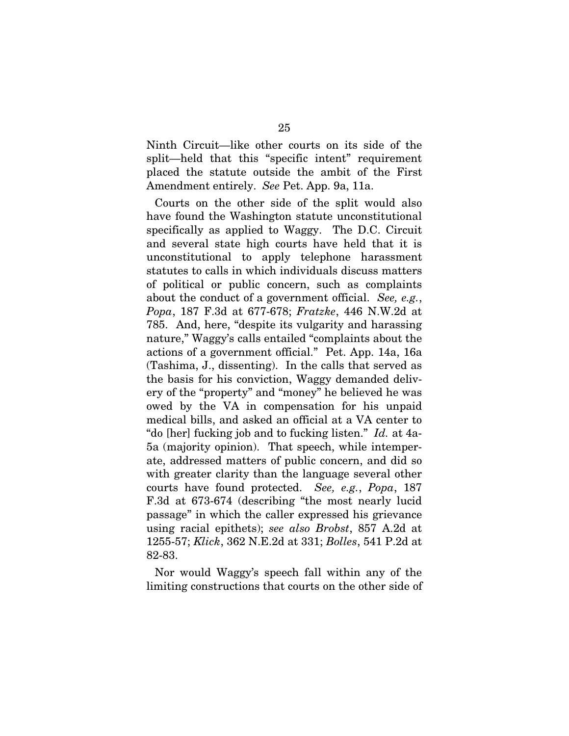Ninth Circuit—like other courts on its side of the split—held that this "specific intent" requirement placed the statute outside the ambit of the First Amendment entirely. *See* Pet. App. 9a, 11a.

Courts on the other side of the split would also have found the Washington statute unconstitutional specifically as applied to Waggy. The D.C. Circuit and several state high courts have held that it is unconstitutional to apply telephone harassment statutes to calls in which individuals discuss matters of political or public concern, such as complaints about the conduct of a government official. *See, e.g.*, *Popa*, 187 F.3d at 677-678; *Fratzke*, 446 N.W.2d at 785. And, here, "despite its vulgarity and harassing nature," Waggy's calls entailed "complaints about the actions of a government official." Pet. App. 14a, 16a (Tashima, J., dissenting). In the calls that served as the basis for his conviction, Waggy demanded delivery of the "property" and "money" he believed he was owed by the VA in compensation for his unpaid medical bills, and asked an official at a VA center to "do [her] fucking job and to fucking listen." *Id.* at 4a-5a (majority opinion). That speech, while intemperate, addressed matters of public concern, and did so with greater clarity than the language several other courts have found protected. *See, e.g.*, *Popa*, 187 F.3d at 673-674 (describing "the most nearly lucid passage" in which the caller expressed his grievance using racial epithets); *see also Brobst*, 857 A.2d at 1255-57; *Klick*, 362 N.E.2d at 331; *Bolles*, 541 P.2d at 82-83.

Nor would Waggy's speech fall within any of the limiting constructions that courts on the other side of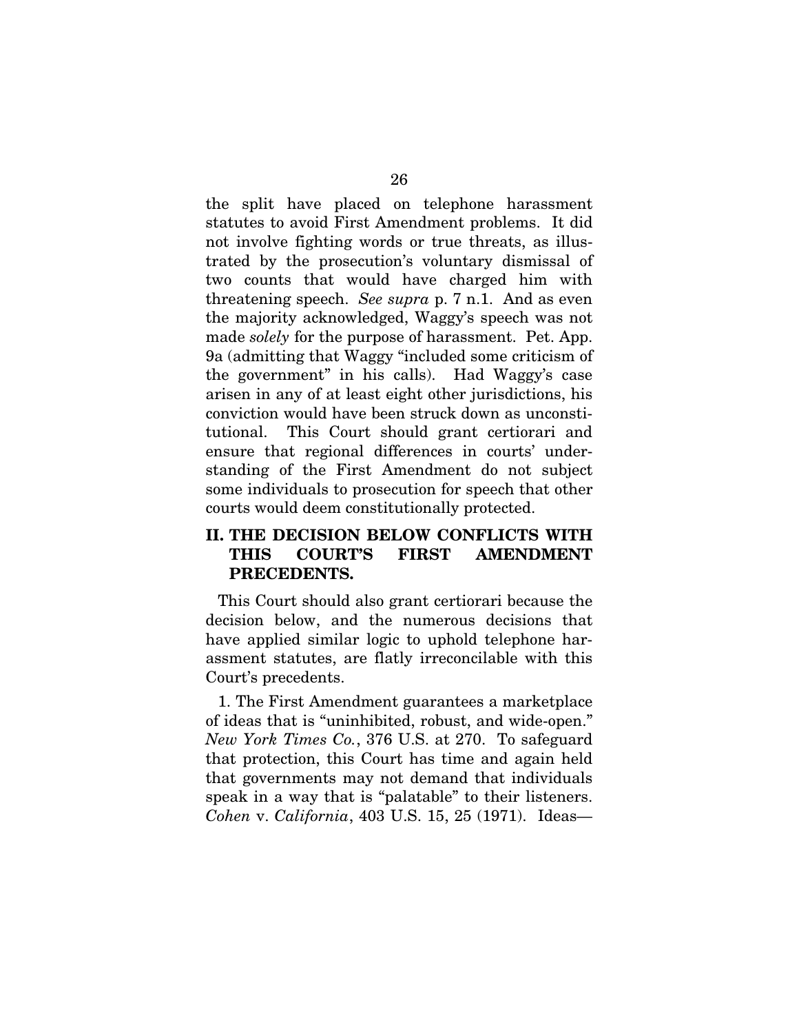the split have placed on telephone harassment statutes to avoid First Amendment problems. It did not involve fighting words or true threats, as illustrated by the prosecution's voluntary dismissal of two counts that would have charged him with threatening speech. *See supra* p. 7 n.1. And as even the majority acknowledged, Waggy's speech was not made *solely* for the purpose of harassment. Pet. App. 9a (admitting that Waggy "included some criticism of the government" in his calls). Had Waggy's case arisen in any of at least eight other jurisdictions, his conviction would have been struck down as unconstitutional. This Court should grant certiorari and ensure that regional differences in courts' understanding of the First Amendment do not subject some individuals to prosecution for speech that other courts would deem constitutionally protected.

## II. THE DECISION BELOW CONFLICTS WITH THIS COURT'S FIRST AMENDMENT PRECEDENTS.

This Court should also grant certiorari because the decision below, and the numerous decisions that have applied similar logic to uphold telephone harassment statutes, are flatly irreconcilable with this Court's precedents.

1. The First Amendment guarantees a marketplace of ideas that is "uninhibited, robust, and wide-open." *New York Times Co.*, 376 U.S. at 270. To safeguard that protection, this Court has time and again held that governments may not demand that individuals speak in a way that is "palatable" to their listeners. *Cohen* v. *California*, 403 U.S. 15, 25 (1971). Ideas—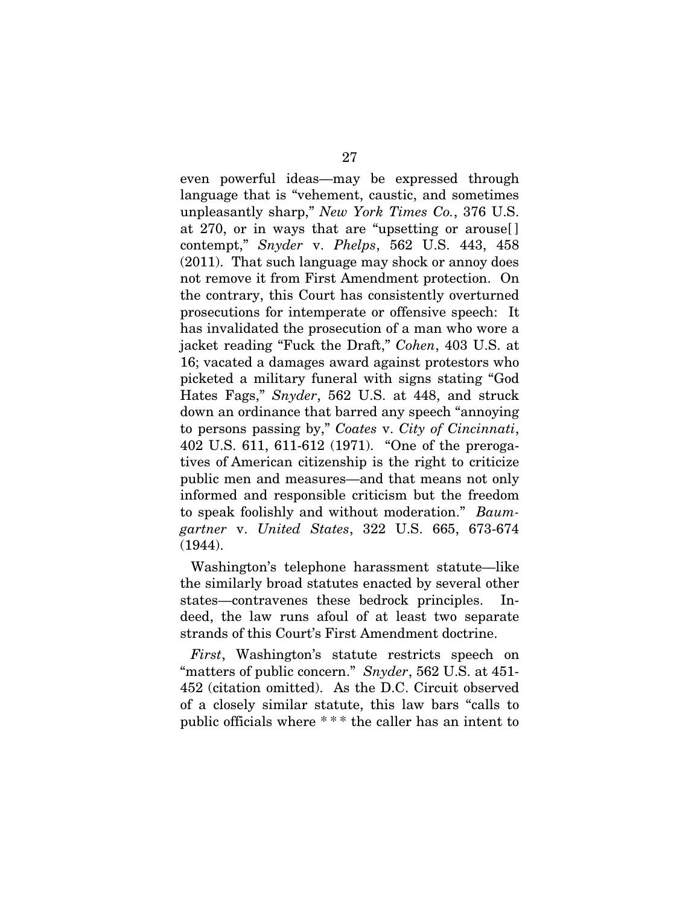even powerful ideas—may be expressed through language that is "vehement, caustic, and sometimes unpleasantly sharp," *New York Times Co.*, 376 U.S. at 270, or in ways that are "upsetting or arouse[] contempt," *Snyder* v. *Phelps*, 562 U.S. 443, 458 (2011). That such language may shock or annoy does not remove it from First Amendment protection. On the contrary, this Court has consistently overturned prosecutions for intemperate or offensive speech: It has invalidated the prosecution of a man who wore a jacket reading "Fuck the Draft," *Cohen*, 403 U.S. at 16; vacated a damages award against protestors who picketed a military funeral with signs stating "God Hates Fags," *Snyder*, 562 U.S. at 448, and struck down an ordinance that barred any speech "annoying to persons passing by," *Coates* v. *City of Cincinnati*, 402 U.S. 611, 611-612 (1971). "One of the prerogatives of American citizenship is the right to criticize public men and measures—and that means not only informed and responsible criticism but the freedom to speak foolishly and without moderation." *Baumgartner* v. *United States*, 322 U.S. 665, 673-674 (1944).

Washington's telephone harassment statute—like the similarly broad statutes enacted by several other states—contravenes these bedrock principles. Indeed, the law runs afoul of at least two separate strands of this Court's First Amendment doctrine.

*First*, Washington's statute restricts speech on "matters of public concern." *Snyder*, 562 U.S. at 451-452 (citation omitted). As the D.C. Circuit observed of a closely similar statute, this law bars "calls to public officials where * * * the caller has an intent to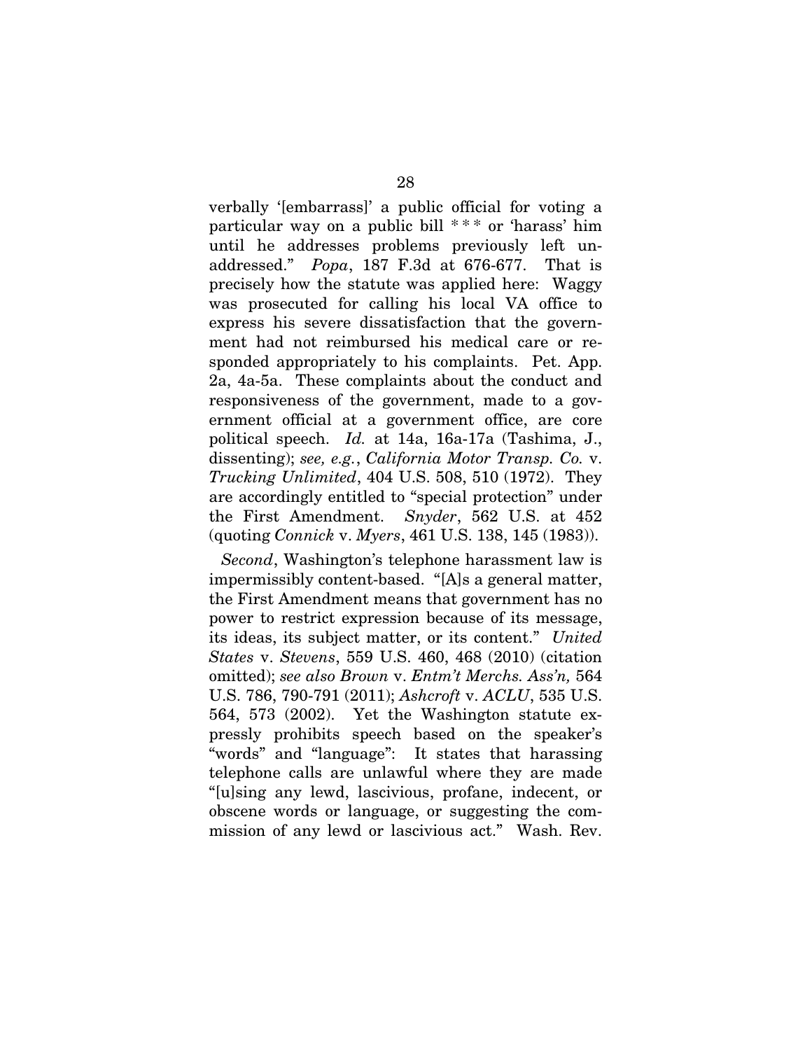verbally '[embarrass]' a public official for voting a particular way on a public bill * * * or 'harass' him until he addresses problems previously left unaddressed." *Popa*, 187 F.3d at 676-677. That is precisely how the statute was applied here: Waggy was prosecuted for calling his local VA office to express his severe dissatisfaction that the government had not reimbursed his medical care or responded appropriately to his complaints. Pet. App. 2a, 4a-5a. These complaints about the conduct and responsiveness of the government, made to a government official at a government office, are core political speech. *Id.* at 14a, 16a-17a (Tashima, J., dissenting); *see, e.g.*, *California Motor Transp. Co.* v. *Trucking Unlimited*, 404 U.S. 508, 510 (1972). They are accordingly entitled to "special protection" under the First Amendment. *Snyder*, 562 U.S. at 452 (quoting *Connick* v. *Myers*, 461 U.S. 138, 145 (1983)).

*Second*, Washington's telephone harassment law is impermissibly content-based. "[A]s a general matter, the First Amendment means that government has no power to restrict expression because of its message, its ideas, its subject matter, or its content." *United States* v. *Stevens*, 559 U.S. 460, 468 (2010) (citation omitted); *see also Brown* v. *Entm't Merchs. Ass'n,* 564 U.S. 786, 790-791 (2011); *Ashcroft* v. *ACLU*, 535 U.S. 564, 573 (2002). Yet the Washington statute expressly prohibits speech based on the speaker's "words" and "language": It states that harassing telephone calls are unlawful where they are made "[u]sing any lewd, lascivious, profane, indecent, or obscene words or language, or suggesting the commission of any lewd or lascivious act." Wash. Rev.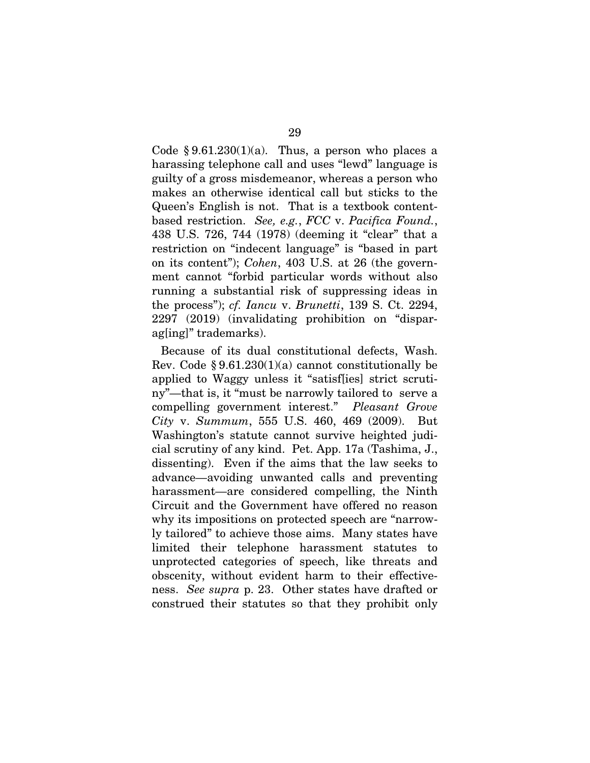Code § 9.61.230(1)(a). Thus, a person who places a harassing telephone call and uses "lewd" language is guilty of a gross misdemeanor, whereas a person who makes an otherwise identical call but sticks to the Queen's English is not. That is a textbook content-based restriction. *See, e.g.*, *FCC* v. *Pacifica Found.*, 438 U.S. 726, 744 (1978) (deeming it "clear" that a restriction on "indecent language" is "based in part on its content"); *Cohen*, 403 U.S. at 26 (the government cannot "forbid particular words without also running a substantial risk of suppressing ideas in the process"); *cf. Iancu* v. *Brunetti*, 139 S. Ct. 2294, 2297 (2019) (invalidating prohibition on "disparag[ing]" trademarks).

Because of its dual constitutional defects, Wash. Rev. Code § 9.61.230(1)(a) cannot constitutionally be applied to Waggy unless it "satisf[ies] strict scrutiny"—that is, it "must be narrowly tailored to serve a compelling government interest." *Pleasant Grove City* v. *Summum*, 555 U.S. 460, 469 (2009). But Washington's statute cannot survive heighted judicial scrutiny of any kind. Pet. App. 17a (Tashima, J., dissenting). Even if the aims that the law seeks to advance—avoiding unwanted calls and preventing harassment—are considered compelling, the Ninth Circuit and the Government have offered no reason why its impositions on protected speech are "narrowly tailored" to achieve those aims. Many states have limited their telephone harassment statutes to unprotected categories of speech, like threats and obscenity, without evident harm to their effectiveness. *See supra* p. 23. Other states have drafted or construed their statutes so that they prohibit only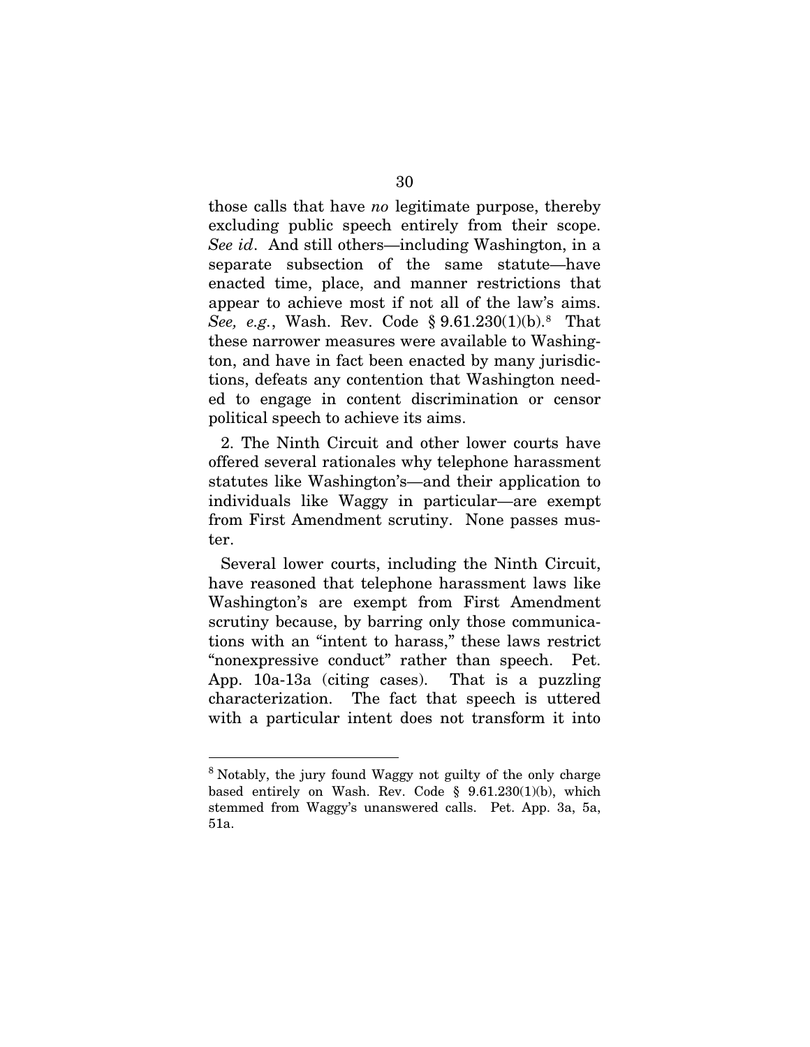those calls that have *no* legitimate purpose, thereby excluding public speech entirely from their scope. *See id*. And still others—including Washington, in a separate subsection of the same statute—have enacted time, place, and manner restrictions that appear to achieve most if not all of the law's aims. *See, e.g.*, Wash. Rev. Code § 9.61.230(1)(b).[8] That these narrower measures were available to Washington, and have in fact been enacted by many jurisdictions, defeats any contention that Washington needed to engage in content discrimination or censor political speech to achieve its aims.

2. The Ninth Circuit and other lower courts have offered several rationales why telephone harassment statutes like Washington's—and their application to individuals like Waggy in particular—are exempt from First Amendment scrutiny. None passes muster.

Several lower courts, including the Ninth Circuit, have reasoned that telephone harassment laws like Washington's are exempt from First Amendment scrutiny because, by barring only those communications with an "intent to harass," these laws restrict "nonexpressive conduct" rather than speech. Pet. App. 10a-13a (citing cases). That is a puzzling characterization. The fact that speech is uttered with a particular intent does not transform it into

---

[8] Notably, the jury found Waggy not guilty of the only charge based entirely on Wash. Rev. Code § 9.61.230(1)(b), which stemmed from Waggy's unanswered calls. Pet. App. 3a, 5a, 51a.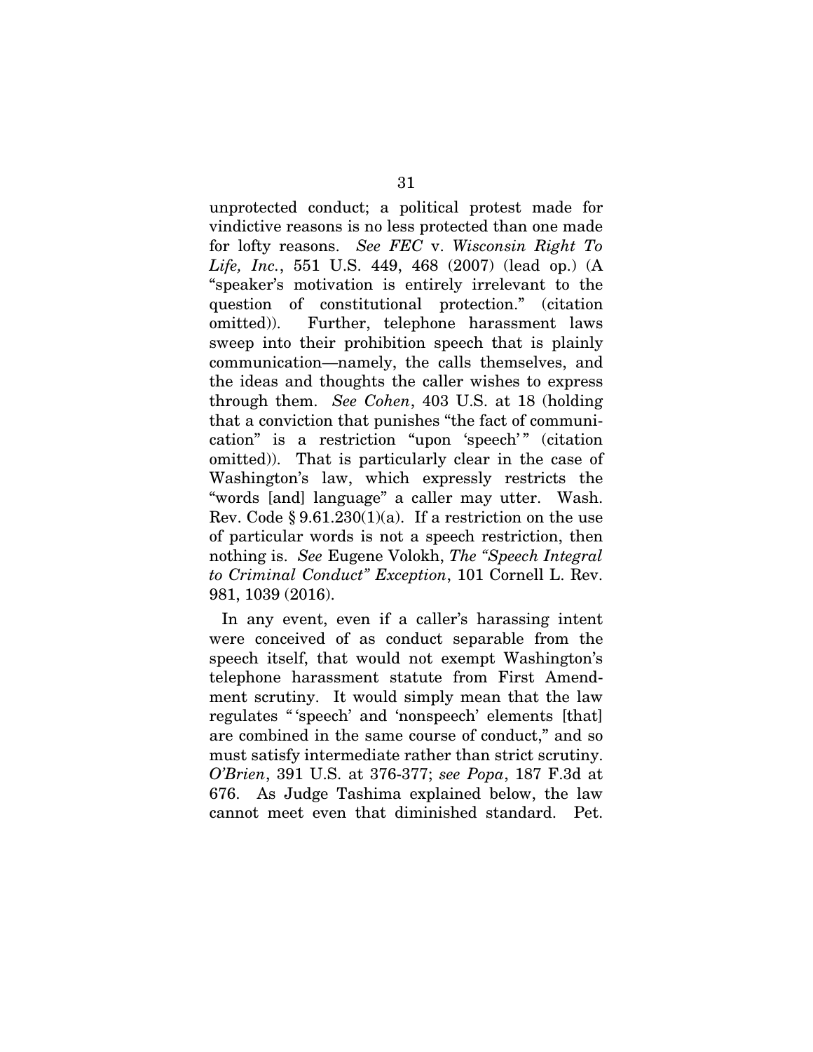unprotected conduct; a political protest made for vindictive reasons is no less protected than one made for lofty reasons. *See FEC* v. *Wisconsin Right To Life, Inc.*, 551 U.S. 449, 468 (2007) (lead op.) (A "speaker's motivation is entirely irrelevant to the question of constitutional protection." (citation omitted)). Further, telephone harassment laws sweep into their prohibition speech that is plainly communication—namely, the calls themselves, and the ideas and thoughts the caller wishes to express through them. *See Cohen*, 403 U.S. at 18 (holding that a conviction that punishes "the fact of communication" is a restriction "upon 'speech'" (citation omitted)). That is particularly clear in the case of Washington's law, which expressly restricts the "words [and] language" a caller may utter. Wash. Rev. Code § 9.61.230(1)(a). If a restriction on the use of particular words is not a speech restriction, then nothing is. *See* Eugene Volokh, *The "Speech Integral to Criminal Conduct" Exception*, 101 Cornell L. Rev. 981, 1039 (2016).

In any event, even if a caller's harassing intent were conceived of as conduct separable from the speech itself, that would not exempt Washington's telephone harassment statute from First Amendment scrutiny. It would simply mean that the law regulates "'speech' and 'nonspeech' elements [that] are combined in the same course of conduct," and so must satisfy intermediate rather than strict scrutiny. *O'Brien*, 391 U.S. at 376-377; *see Popa*, 187 F.3d at 676. As Judge Tashima explained below, the law cannot meet even that diminished standard. Pet.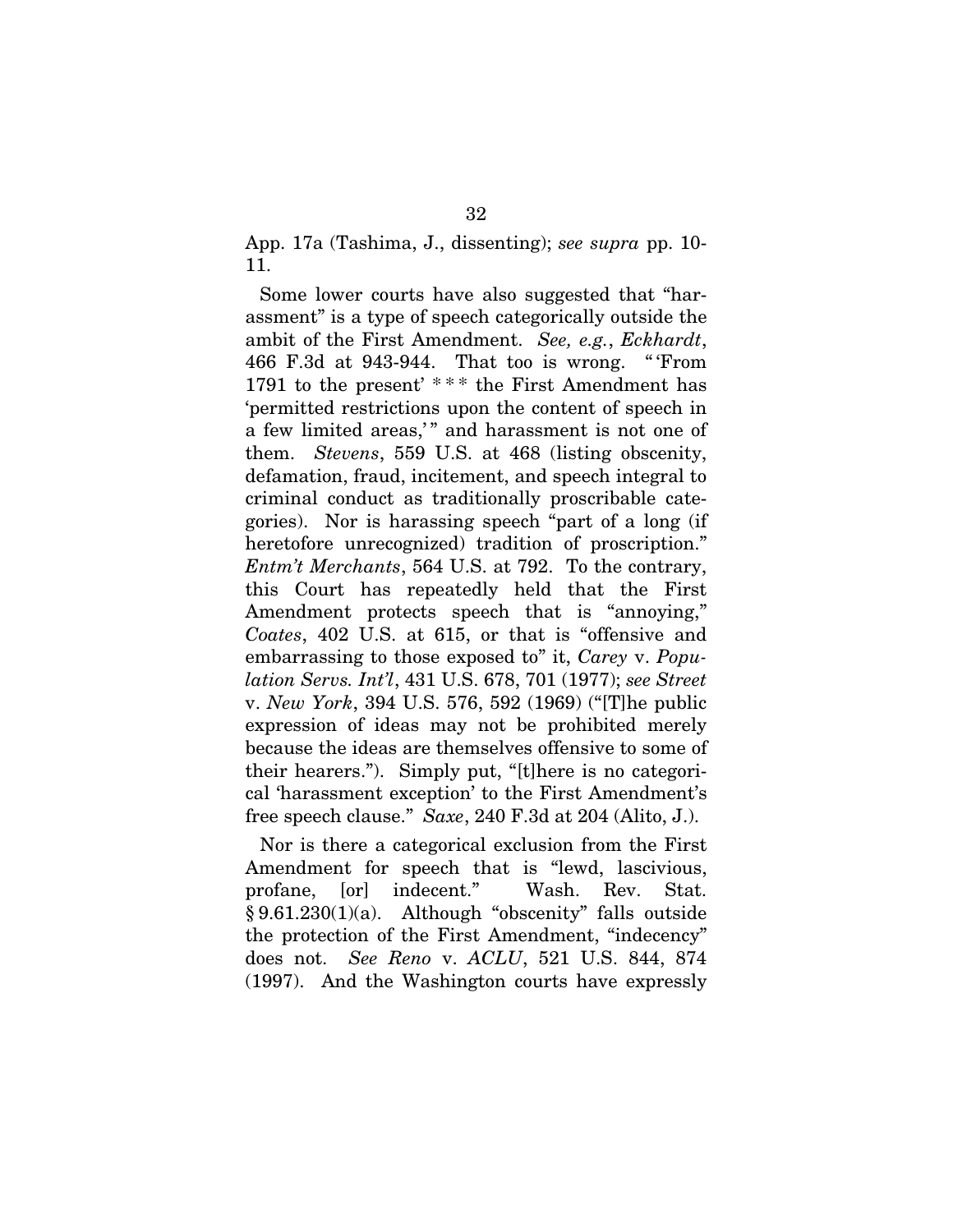App. 17a (Tashima, J., dissenting); *see supra* pp. 10-11.

Some lower courts have also suggested that "harassment" is a type of speech categorically outside the ambit of the First Amendment. *See, e.g.*, *Eckhardt*, 466 F.3d at 943-944. That too is wrong. "'From 1791 to the present' * * * the First Amendment has 'permitted restrictions upon the content of speech in a few limited areas,'" and harassment is not one of them. *Stevens*, 559 U.S. at 468 (listing obscenity, defamation, fraud, incitement, and speech integral to criminal conduct as traditionally proscribable categories). Nor is harassing speech "part of a long (if heretofore unrecognized) tradition of proscription." *Entm't Merchants*, 564 U.S. at 792. To the contrary, this Court has repeatedly held that the First Amendment protects speech that is "annoying," *Coates*, 402 U.S. at 615, or that is "offensive and embarrassing to those exposed to" it, *Carey* v. *Population Servs. Int'l*, 431 U.S. 678, 701 (1977); *see Street* v. *New York*, 394 U.S. 576, 592 (1969) ("[T]he public expression of ideas may not be prohibited merely because the ideas are themselves offensive to some of their hearers."). Simply put, "[t]here is no categorical 'harassment exception' to the First Amendment's free speech clause." *Saxe*, 240 F.3d at 204 (Alito, J.).

Nor is there a categorical exclusion from the First Amendment for speech that is "lewd, lascivious, profane, [or] indecent." Wash. Rev. Stat. § 9.61.230(1)(a). Although "obscenity" falls outside the protection of the First Amendment, "indecency" does not. *See Reno* v. *ACLU*, 521 U.S. 844, 874 (1997). And the Washington courts have expressly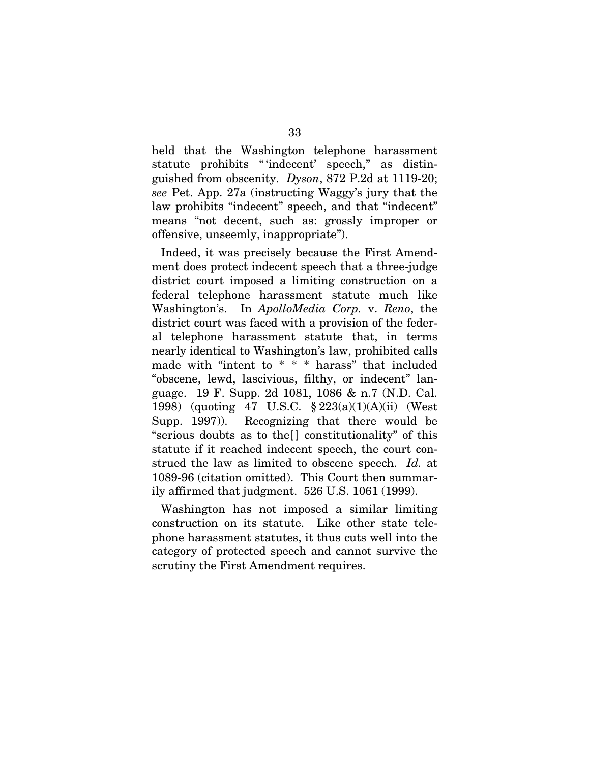held that the Washington telephone harassment statute prohibits "'indecent' speech," as distinguished from obscenity. *Dyson*, 872 P.2d at 1119-20; *see* Pet. App. 27a (instructing Waggy's jury that the law prohibits "indecent" speech, and that "indecent" means "not decent, such as: grossly improper or offensive, unseemly, inappropriate").

Indeed, it was precisely because the First Amendment does protect indecent speech that a three-judge district court imposed a limiting construction on a federal telephone harassment statute much like Washington's. In *ApolloMedia Corp.* v. *Reno*, the district court was faced with a provision of the federal telephone harassment statute that, in terms nearly identical to Washington's law, prohibited calls made with "intent to * * * harass" that included "obscene, lewd, lascivious, filthy, or indecent" language. 19 F. Supp. 2d 1081, 1086 & n.7 (N.D. Cal. 1998) (quoting 47 U.S.C. § 223(a)(1)(A)(ii) (West Supp. 1997)). Recognizing that there would be "serious doubts as to the[] constitutionality" of this statute if it reached indecent speech, the court construed the law as limited to obscene speech. *Id.* at 1089-96 (citation omitted). This Court then summarily affirmed that judgment. 526 U.S. 1061 (1999).

Washington has not imposed a similar limiting construction on its statute. Like other state telephone harassment statutes, it thus cuts well into the category of protected speech and cannot survive the scrutiny the First Amendment requires.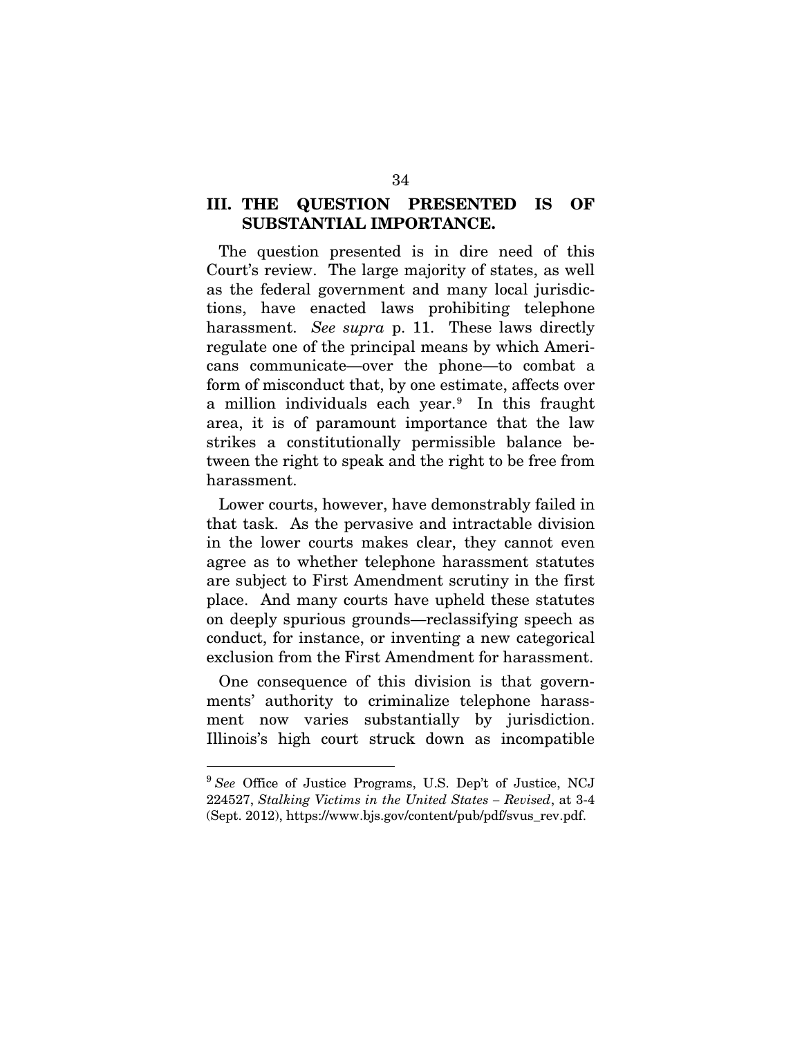## III. THE QUESTION PRESENTED IS OF SUBSTANTIAL IMPORTANCE.

The question presented is in dire need of this Court's review. The large majority of states, as well as the federal government and many local jurisdictions, have enacted laws prohibiting telephone harassment. *See supra* p. 11. These laws directly regulate one of the principal means by which Americans communicate—over the phone—to combat a form of misconduct that, by one estimate, affects over a million individuals each year.[9] In this fraught area, it is of paramount importance that the law strikes a constitutionally permissible balance between the right to speak and the right to be free from harassment.

Lower courts, however, have demonstrably failed in that task. As the pervasive and intractable division in the lower courts makes clear, they cannot even agree as to whether telephone harassment statutes are subject to First Amendment scrutiny in the first place. And many courts have upheld these statutes on deeply spurious grounds—reclassifying speech as conduct, for instance, or inventing a new categorical exclusion from the First Amendment for harassment.

One consequence of this division is that governments' authority to criminalize telephone harassment now varies substantially by jurisdiction. Illinois's high court struck down as incompatible

---

[9] *See* Office of Justice Programs, U.S. Dep't of Justice, NCJ 224527, *Stalking Victims in the United States – Revised*, at 3-4 (Sept. 2012), https://www.bjs.gov/content/pub/pdf/svus_rev.pdf.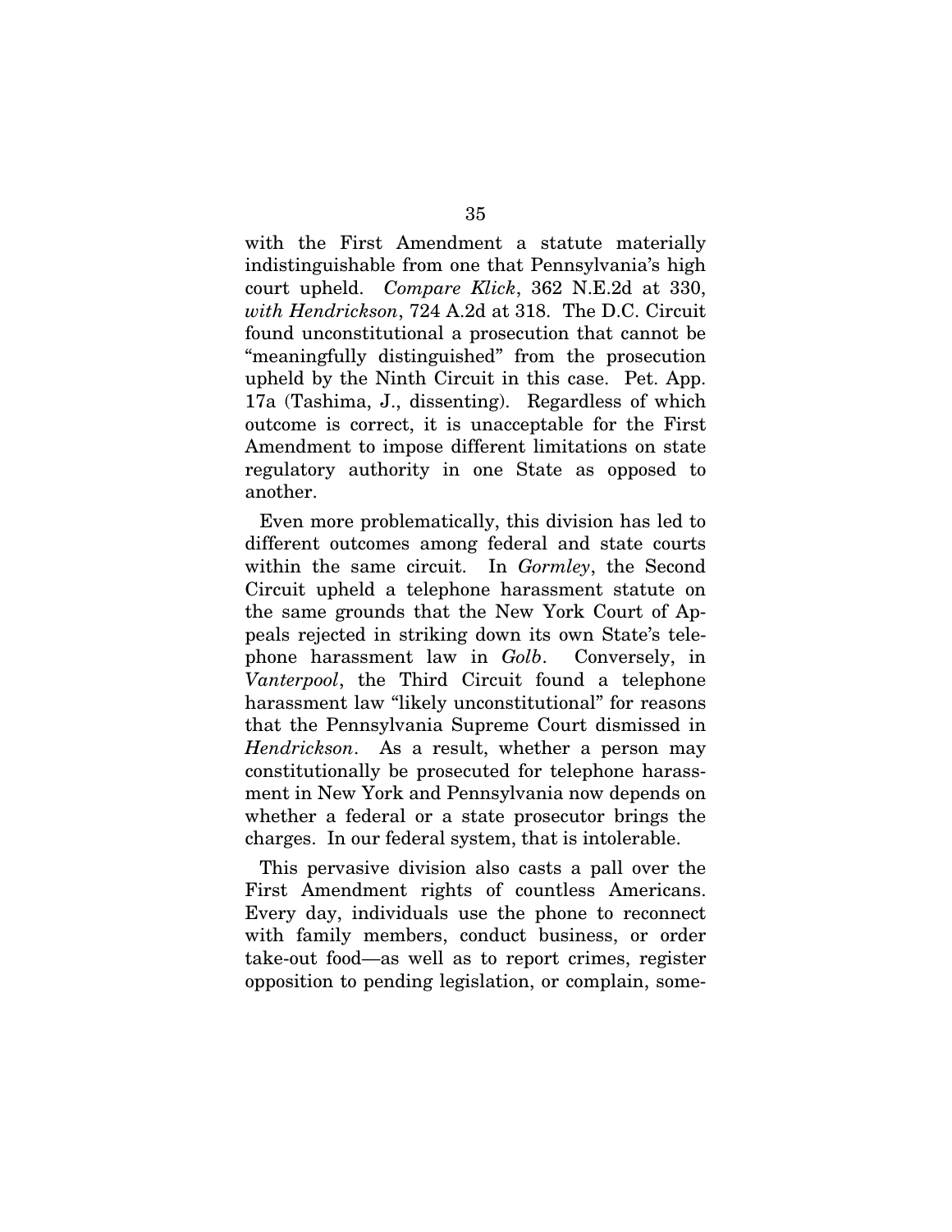with the First Amendment a statute materially indistinguishable from one that Pennsylvania's high court upheld. *Compare Klick*, 362 N.E.2d at 330, *with Hendrickson*, 724 A.2d at 318. The D.C. Circuit found unconstitutional a prosecution that cannot be "meaningfully distinguished" from the prosecution upheld by the Ninth Circuit in this case. Pet. App. 17a (Tashima, J., dissenting). Regardless of which outcome is correct, it is unacceptable for the First Amendment to impose different limitations on state regulatory authority in one State as opposed to another.

Even more problematically, this division has led to different outcomes among federal and state courts within the same circuit. In *Gormley*, the Second Circuit upheld a telephone harassment statute on the same grounds that the New York Court of Appeals rejected in striking down its own State's telephone harassment law in *Golb*. Conversely, in *Vanterpool*, the Third Circuit found a telephone harassment law "likely unconstitutional" for reasons that the Pennsylvania Supreme Court dismissed in *Hendrickson*. As a result, whether a person may constitutionally be prosecuted for telephone harassment in New York and Pennsylvania now depends on whether a federal or a state prosecutor brings the charges. In our federal system, that is intolerable.

This pervasive division also casts a pall over the First Amendment rights of countless Americans. Every day, individuals use the phone to reconnect with family members, conduct business, or order take-out food—as well as to report crimes, register opposition to pending legislation, or complain, some-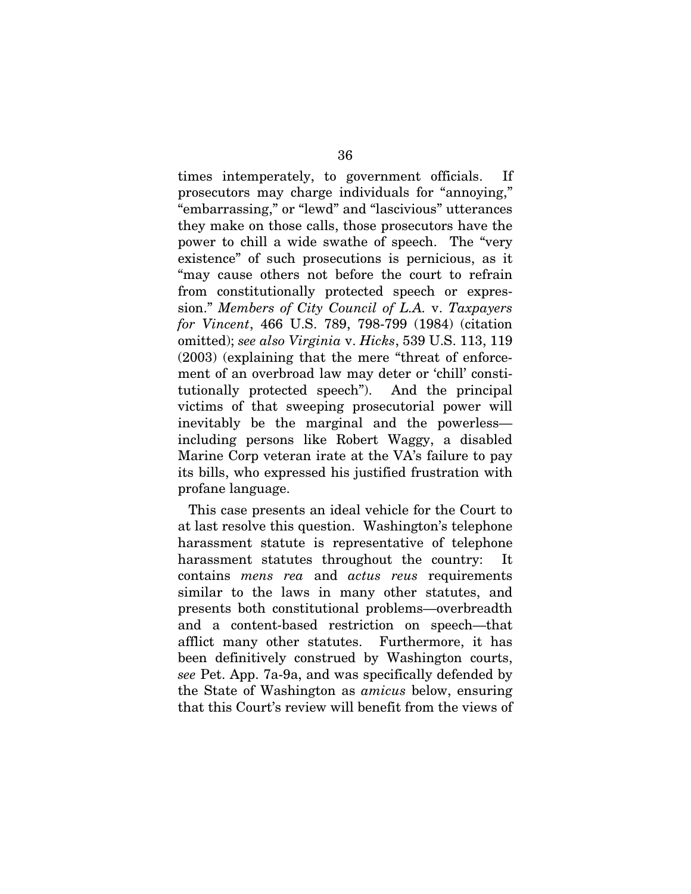times intemperately, to government officials. If prosecutors may charge individuals for "annoying," "embarrassing," or "lewd" and "lascivious" utterances they make on those calls, those prosecutors have the power to chill a wide swathe of speech. The "very existence" of such prosecutions is pernicious, as it "may cause others not before the court to refrain from constitutionally protected speech or expression." *Members of City Council of L.A.* v. *Taxpayers for Vincent*, 466 U.S. 789, 798-799 (1984) (citation omitted); *see also Virginia* v. *Hicks*, 539 U.S. 113, 119 (2003) (explaining that the mere "threat of enforcement of an overbroad law may deter or 'chill' constitutionally protected speech"). And the principal victims of that sweeping prosecutorial power will inevitably be the marginal and the powerless—including persons like Robert Waggy, a disabled Marine Corp veteran irate at the VA's failure to pay its bills, who expressed his justified frustration with profane language.

This case presents an ideal vehicle for the Court to at last resolve this question. Washington's telephone harassment statute is representative of telephone harassment statutes throughout the country: It contains *mens rea* and *actus reus* requirements similar to the laws in many other statutes, and presents both constitutional problems—overbreadth and a content-based restriction on speech—that afflict many other statutes. Furthermore, it has been definitively construed by Washington courts, *see* Pet. App. 7a-9a, and was specifically defended by the State of Washington as *amicus* below, ensuring that this Court's review will benefit from the views of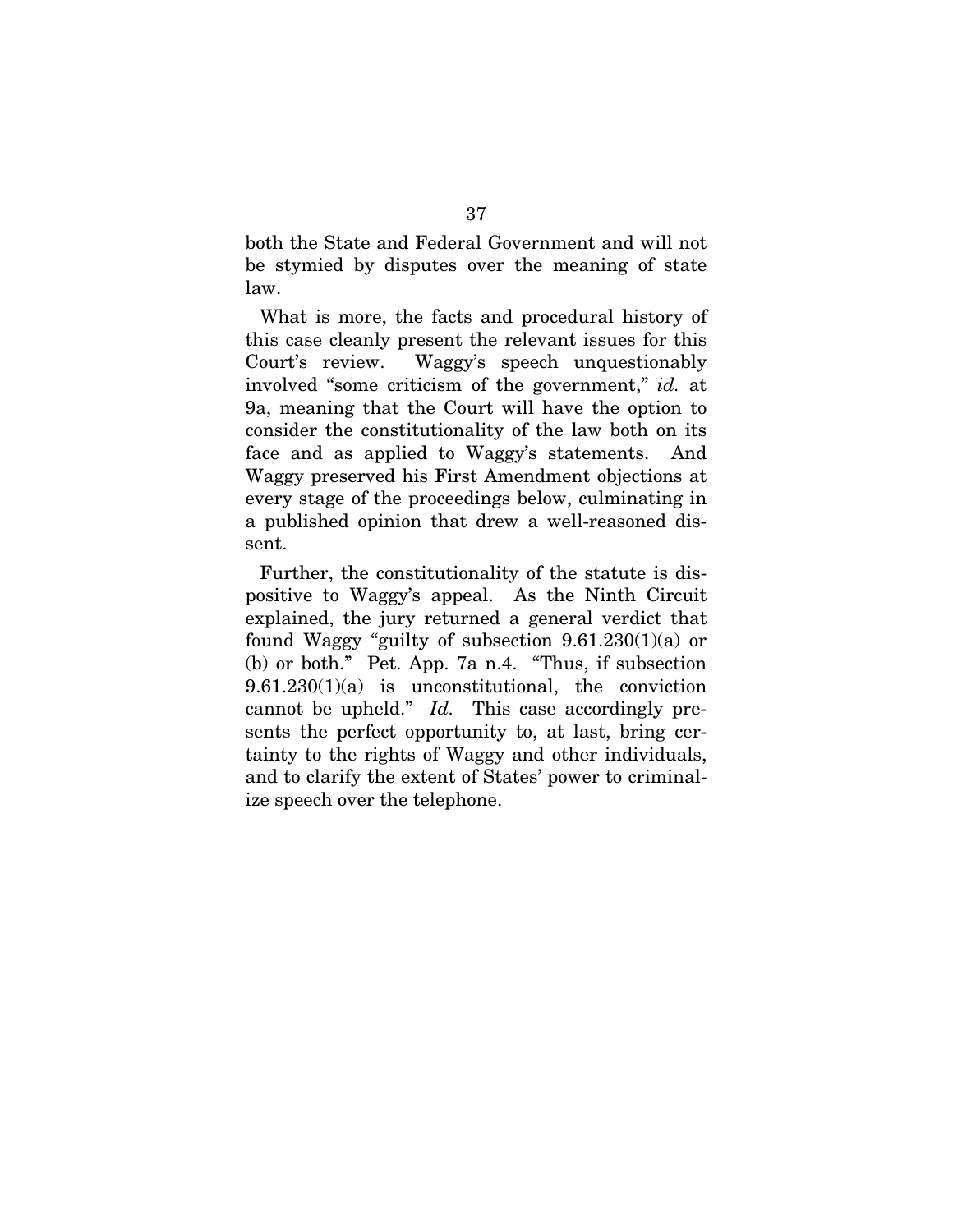both the State and Federal Government and will not be stymied by disputes over the meaning of state law.

What is more, the facts and procedural history of this case cleanly present the relevant issues for this Court's review. Waggy's speech unquestionably involved "some criticism of the government," *id.* at 9a, meaning that the Court will have the option to consider the constitutionality of the law both on its face and as applied to Waggy's statements. And Waggy preserved his First Amendment objections at every stage of the proceedings below, culminating in a published opinion that drew a well-reasoned dissent.

Further, the constitutionality of the statute is dispositive to Waggy's appeal. As the Ninth Circuit explained, the jury returned a general verdict that found Waggy "guilty of subsection 9.61.230(1)(a) or (b) or both." Pet. App. 7a n.4. "Thus, if subsection 9.61.230(1)(a) is unconstitutional, the conviction cannot be upheld." *Id.* This case accordingly presents the perfect opportunity to, at last, bring certainty to the rights of Waggy and other individuals, and to clarify the extent of States' power to criminalize speech over the telephone.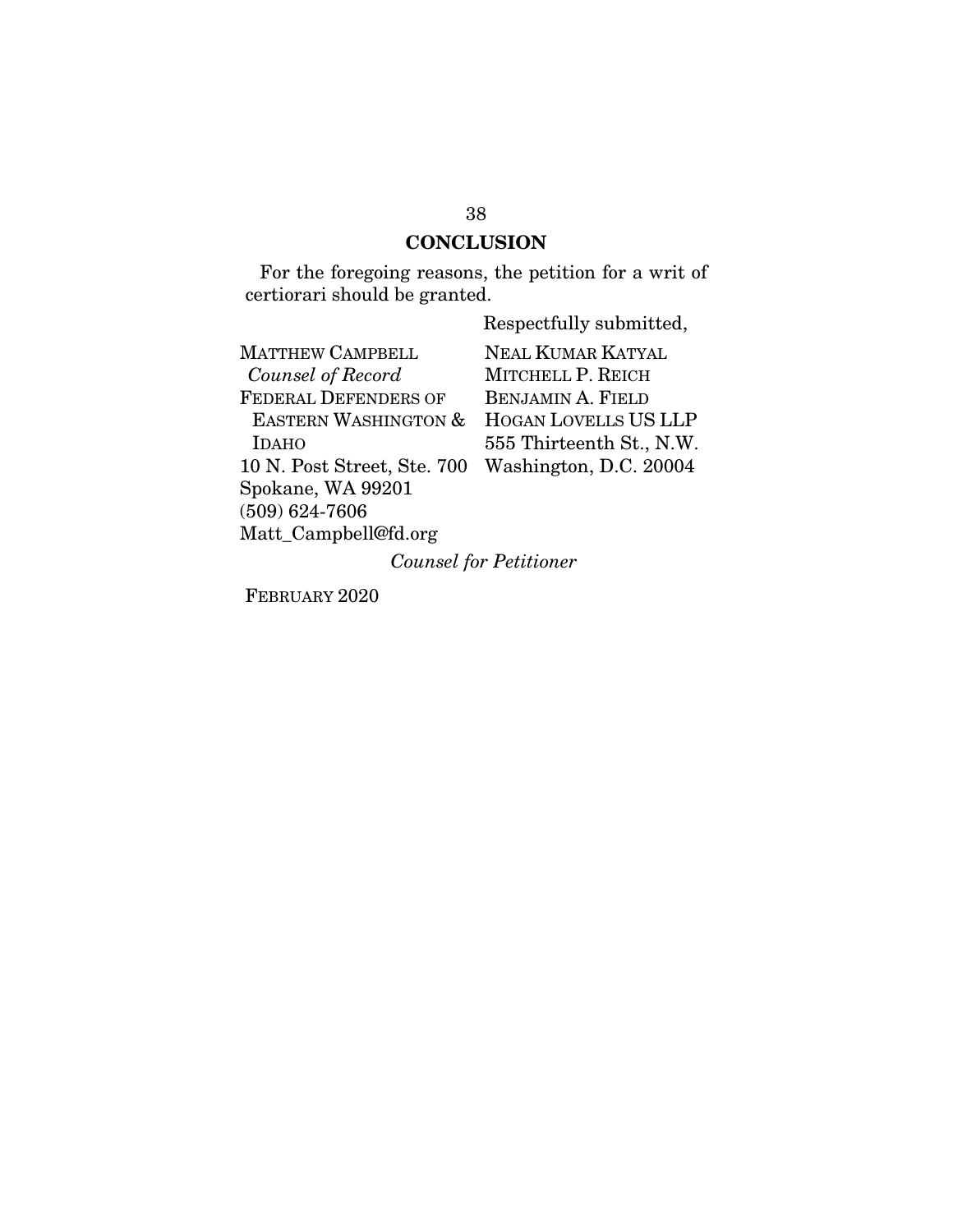## CONCLUSION

For the foregoing reasons, the petition for a writ of certiorari should be granted.

Respectfully submitted,

MATTHEW CAMPBELL
*Counsel of Record*
FEDERAL DEFENDERS OF EASTERN WASHINGTON & IDAHO
10 N. Post Street, Ste. 700
Spokane, WA 99201
(509) 624-7606
Matt_Campbell@fd.org

NEAL KUMAR KATYAL
MITCHELL P. REICH
BENJAMIN A. FIELD
HOGAN LOVELLS US LLP
555 Thirteenth St., N.W.
Washington, D.C. 20004

*Counsel for Petitioner*

FEBRUARY 2020